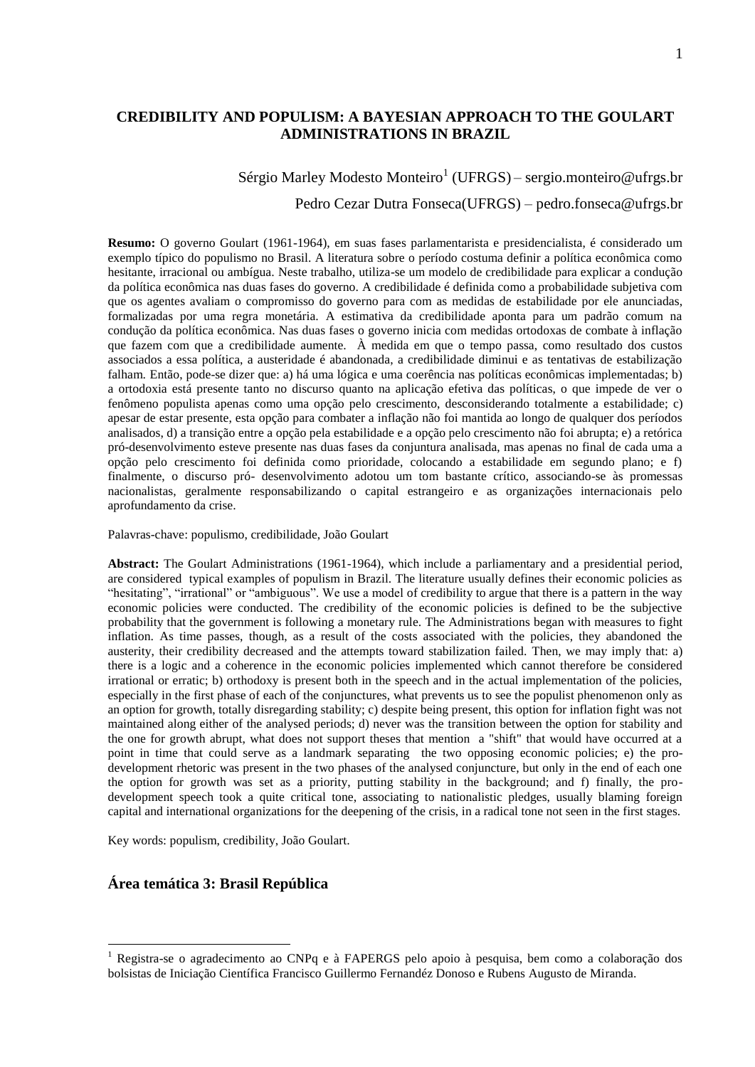# CREDIBILITY AND POPULISM: A BAYESIAN APPROACH TO THE GOULART ADMINISTRATIONS IN BRAZIL

Sérgio Marley Modesto Monteiro[1] (UFRGS) – sergio.monteiro@ufrgs.br

Pedro Cezar Dutra Fonseca(UFRGS) – pedro.fonseca@ufrgs.br

**Resumo:** O governo Goulart (1961-1964), em suas fases parlamentarista e presidencialista, é considerado um exemplo típico do populismo no Brasil. A literatura sobre o período costuma definir a política econômica como hesitante, irracional ou ambígua. Neste trabalho, utiliza-se um modelo de credibilidade para explicar a condução da política econômica nas duas fases do governo. A credibilidade é definida como a probabilidade subjetiva com que os agentes avaliam o compromisso do governo para com as medidas de estabilidade por ele anunciadas, formalizadas por uma regra monetária. A estimativa da credibilidade aponta para um padrão comum na condução da política econômica. Nas duas fases o governo inicia com medidas ortodoxas de combate à inflação que fazem com que a credibilidade aumente. À medida em que o tempo passa, como resultado dos custos associados a essa política, a austeridade é abandonada, a credibilidade diminui e as tentativas de estabilização falham. Então, pode-se dizer que: a) há uma lógica e uma coerência nas políticas econômicas implementadas; b) a ortodoxia está presente tanto no discurso quanto na aplicação efetiva das políticas, o que impede de ver o fenômeno populista apenas como uma opção pelo crescimento, desconsiderando totalmente a estabilidade; c) apesar de estar presente, esta opção para combater a inflação não foi mantida ao longo de qualquer dos períodos analisados, d) a transição entre a opção pela estabilidade e a opção pelo crescimento não foi abrupta; e) a retórica pró-desenvolvimento esteve presente nas duas fases da conjuntura analisada, mas apenas no final de cada uma a opção pelo crescimento foi definida como prioridade, colocando a estabilidade em segundo plano; e f) finalmente, o discurso pró- desenvolvimento adotou um tom bastante crítico, associando-se às promessas nacionalistas, geralmente responsabilizando o capital estrangeiro e as organizações internacionais pelo aprofundamento da crise.

Palavras-chave: populismo, credibilidade, João Goulart

**Abstract:** The Goulart Administrations (1961-1964), which include a parliamentary and a presidential period, are considered typical examples of populism in Brazil. The literature usually defines their economic policies as "hesitating", "irrational" or "ambiguous". We use a model of credibility to argue that there is a pattern in the way economic policies were conducted. The credibility of the economic policies is defined to be the subjective probability that the government is following a monetary rule. The Administrations began with measures to fight inflation. As time passes, though, as a result of the costs associated with the policies, they abandoned the austerity, their credibility decreased and the attempts toward stabilization failed. Then, we may imply that: a) there is a logic and a coherence in the economic policies implemented which cannot therefore be considered irrational or erratic; b) orthodoxy is present both in the speech and in the actual implementation of the policies, especially in the first phase of each of the conjunctures, what prevents us to see the populist phenomenon only as an option for growth, totally disregarding stability; c) despite being present, this option for inflation fight was not maintained along either of the analysed periods; d) never was the transition between the option for stability and the one for growth abrupt, what does not support theses that mention a "shift" that would have occurred at a point in time that could serve as a landmark separating the two opposing economic policies; e) the pro-development rhetoric was present in the two phases of the analysed conjuncture, but only in the end of each one the option for growth was set as a priority, putting stability in the background; and f) finally, the pro-development speech took a quite critical tone, associating to nationalistic pledges, usually blaming foreign capital and international organizations for the deepening of the crisis, in a radical tone not seen in the first stages.

Key words: populism, credibility, João Goulart.

## Área temática 3: Brasil República

[1] Registra-se o agradecimento ao CNPq e à FAPERGS pelo apoio à pesquisa, bem como a colaboração dos bolsistas de Iniciação Científica Francisco Guillermo Fernandéz Donoso e Rubens Augusto de Miranda.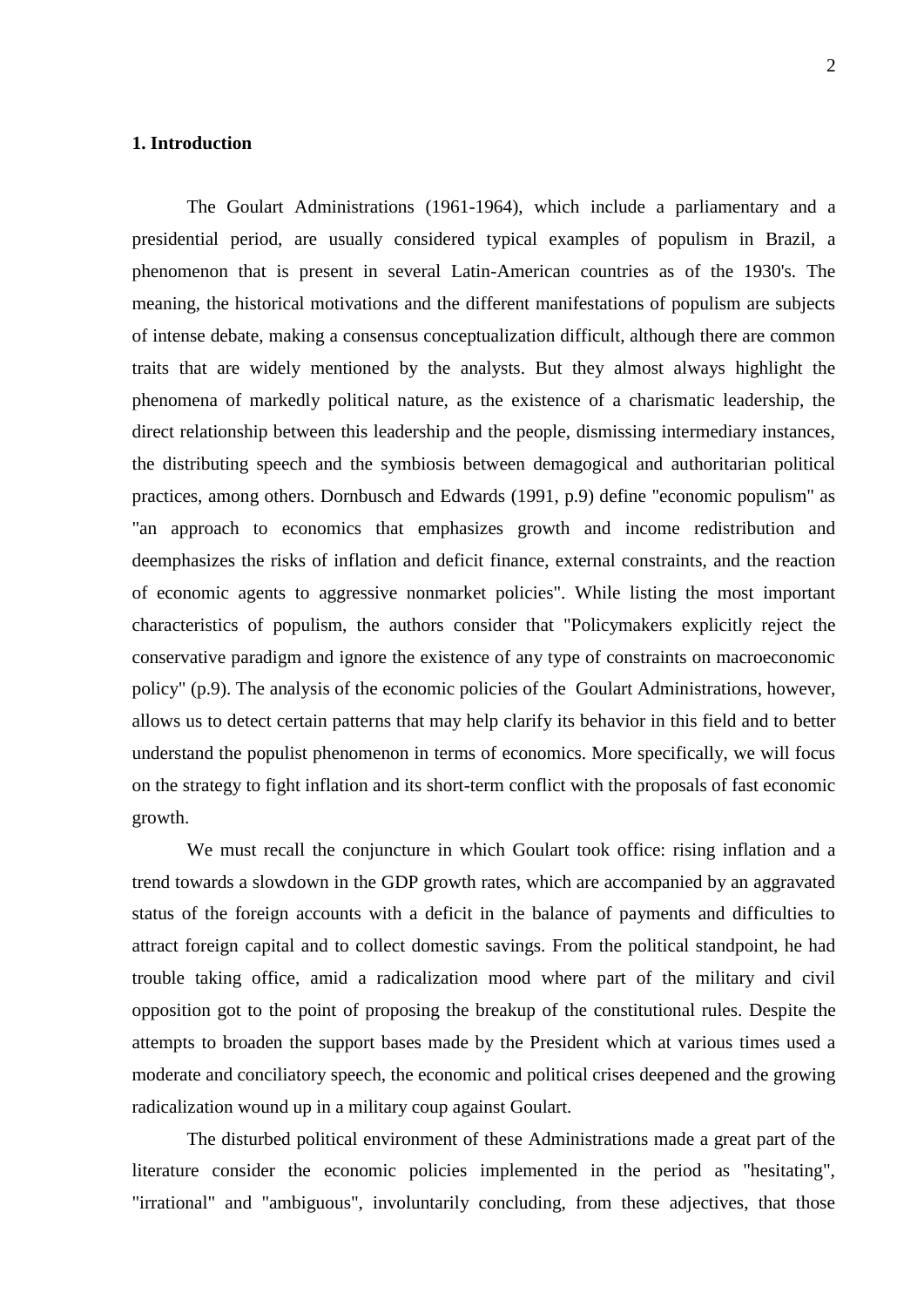## 1. Introduction

The Goulart Administrations (1961-1964), which include a parliamentary and a presidential period, are usually considered typical examples of populism in Brazil, a phenomenon that is present in several Latin-American countries as of the 1930's. The meaning, the historical motivations and the different manifestations of populism are subjects of intense debate, making a consensus conceptualization difficult, although there are common traits that are widely mentioned by the analysts. But they almost always highlight the phenomena of markedly political nature, as the existence of a charismatic leadership, the direct relationship between this leadership and the people, dismissing intermediary instances, the distributing speech and the symbiosis between demagogical and authoritarian political practices, among others. Dornbusch and Edwards (1991, p.9) define "economic populism" as "an approach to economics that emphasizes growth and income redistribution and deemphasizes the risks of inflation and deficit finance, external constraints, and the reaction of economic agents to aggressive nonmarket policies". While listing the most important characteristics of populism, the authors consider that "Policymakers explicitly reject the conservative paradigm and ignore the existence of any type of constraints on macroeconomic policy" (p.9). The analysis of the economic policies of the Goulart Administrations, however, allows us to detect certain patterns that may help clarify its behavior in this field and to better understand the populist phenomenon in terms of economics. More specifically, we will focus on the strategy to fight inflation and its short-term conflict with the proposals of fast economic growth.

We must recall the conjuncture in which Goulart took office: rising inflation and a trend towards a slowdown in the GDP growth rates, which are accompanied by an aggravated status of the foreign accounts with a deficit in the balance of payments and difficulties to attract foreign capital and to collect domestic savings. From the political standpoint, he had trouble taking office, amid a radicalization mood where part of the military and civil opposition got to the point of proposing the breakup of the constitutional rules. Despite the attempts to broaden the support bases made by the President which at various times used a moderate and conciliatory speech, the economic and political crises deepened and the growing radicalization wound up in a military coup against Goulart.

The disturbed political environment of these Administrations made a great part of the literature consider the economic policies implemented in the period as "hesitating", "irrational" and "ambiguous", involuntarily concluding, from these adjectives, that those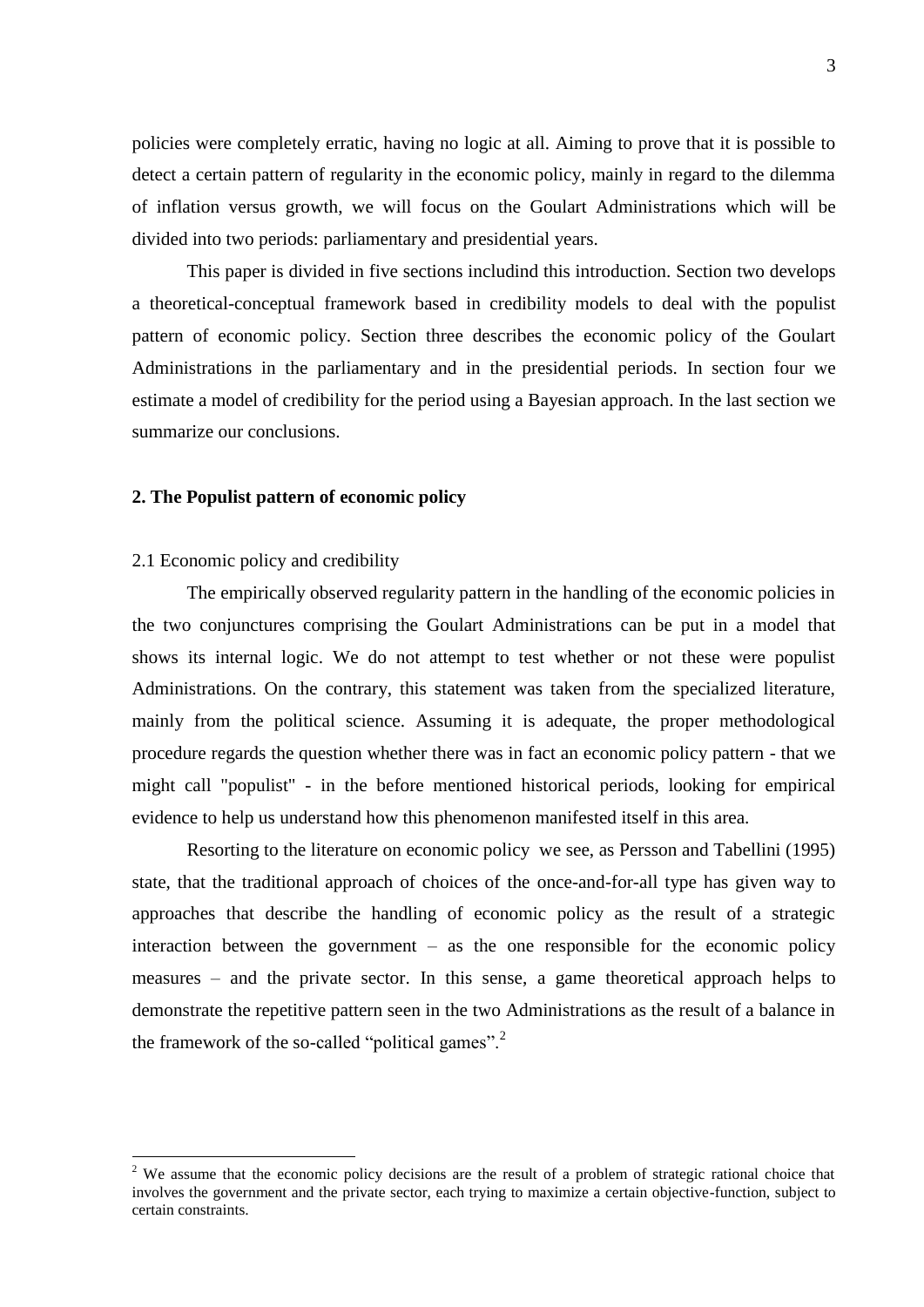policies were completely erratic, having no logic at all. Aiming to prove that it is possible to detect a certain pattern of regularity in the economic policy, mainly in regard to the dilemma of inflation versus growth, we will focus on the Goulart Administrations which will be divided into two periods: parliamentary and presidential years.

This paper is divided in five sections includind this introduction. Section two develops a theoretical-conceptual framework based in credibility models to deal with the populist pattern of economic policy. Section three describes the economic policy of the Goulart Administrations in the parliamentary and in the presidential periods. In section four we estimate a model of credibility for the period using a Bayesian approach. In the last section we summarize our conclusions.

## 2. The Populist pattern of economic policy

### 2.1 Economic policy and credibility

The empirically observed regularity pattern in the handling of the economic policies in the two conjunctures comprising the Goulart Administrations can be put in a model that shows its internal logic. We do not attempt to test whether or not these were populist Administrations. On the contrary, this statement was taken from the specialized literature, mainly from the political science. Assuming it is adequate, the proper methodological procedure regards the question whether there was in fact an economic policy pattern - that we might call "populist" - in the before mentioned historical periods, looking for empirical evidence to help us understand how this phenomenon manifested itself in this area.

Resorting to the literature on economic policy we see, as Persson and Tabellini (1995) state, that the traditional approach of choices of the once-and-for-all type has given way to approaches that describe the handling of economic policy as the result of a strategic interaction between the government – as the one responsible for the economic policy measures – and the private sector. In this sense, a game theoretical approach helps to demonstrate the repetitive pattern seen in the two Administrations as the result of a balance in the framework of the so-called "political games".[2]

[2] We assume that the economic policy decisions are the result of a problem of strategic rational choice that involves the government and the private sector, each trying to maximize a certain objective-function, subject to certain constraints.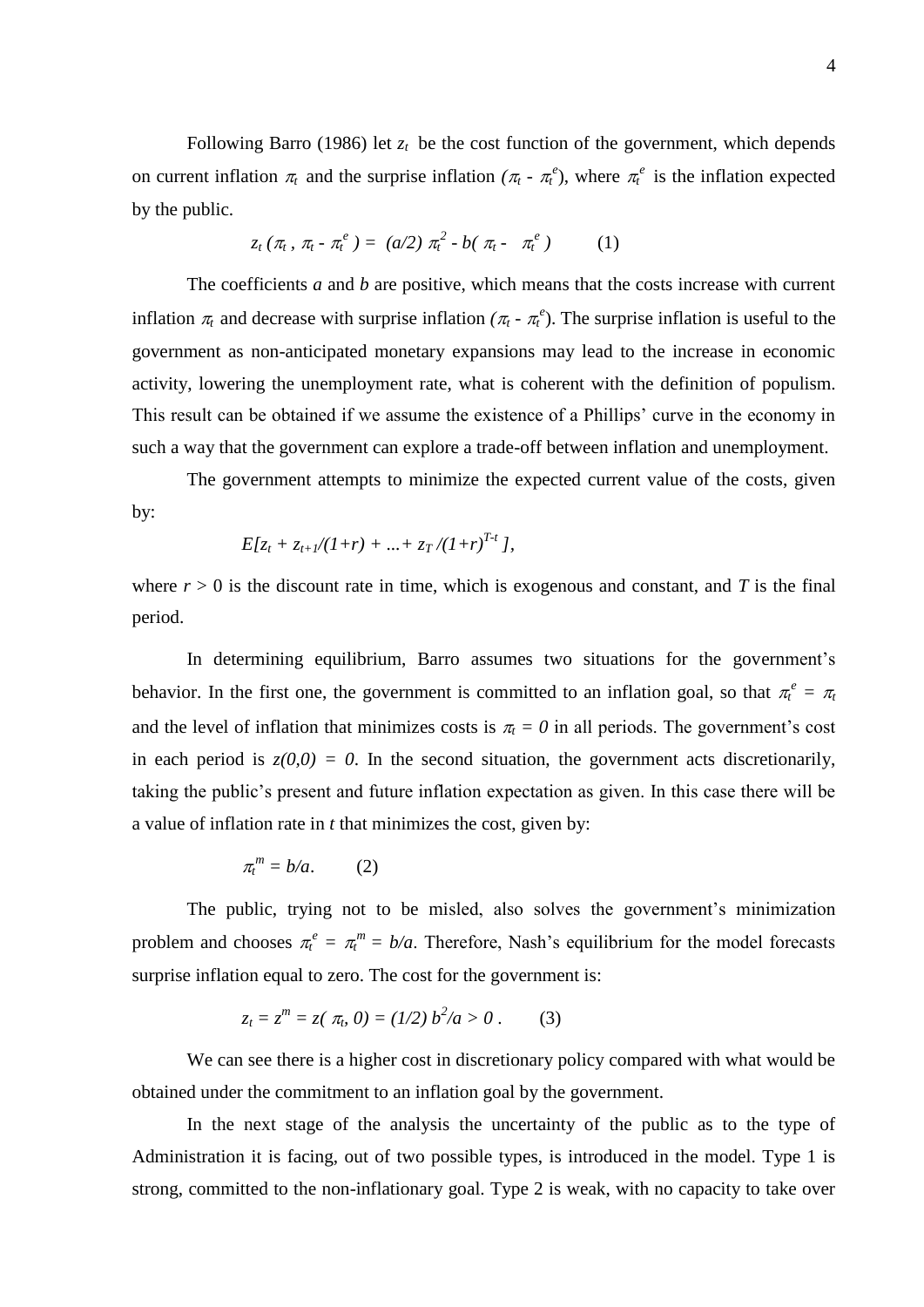Following Barro (1986) let $z_t$ be the cost function of the government, which depends on current inflation $\pi_t$ and the surprise inflation $(\pi_t - \pi_t^e)$, where $\pi_t^e$ is the inflation expected by the public.

$$z_t(\pi_t, \pi_t - \pi_t^e) = (a/2)\,\pi_t^2 - b(\pi_t - \pi_t^e) \qquad (1)$$

The coefficients $a$ and $b$ are positive, which means that the costs increase with current inflation $\pi_t$ and decrease with surprise inflation $(\pi_t - \pi_t^e)$. The surprise inflation is useful to the government as non-anticipated monetary expansions may lead to the increase in economic activity, lowering the unemployment rate, what is coherent with the definition of populism. This result can be obtained if we assume the existence of a Phillips' curve in the economy in such a way that the government can explore a trade-off between inflation and unemployment.

The government attempts to minimize the expected current value of the costs, given by:

$$E[z_t + z_{t+1}/(1+r) + \ldots + z_T/(1+r)^{T-t}],$$

where $r > 0$ is the discount rate in time, which is exogenous and constant, and $T$ is the final period.

In determining equilibrium, Barro assumes two situations for the government's behavior. In the first one, the government is committed to an inflation goal, so that $\pi_t^e = \pi_t$ and the level of inflation that minimizes costs is $\pi_t = 0$ in all periods. The government's cost in each period is $z(0,0) = 0$. In the second situation, the government acts discretionarily, taking the public's present and future inflation expectation as given. In this case there will be a value of inflation rate in $t$ that minimizes the cost, given by:

$$\pi_t^m = b/a. \qquad (2)$$

The public, trying not to be misled, also solves the government's minimization problem and chooses $\pi_t^e = \pi_t^m = b/a$. Therefore, Nash's equilibrium for the model forecasts surprise inflation equal to zero. The cost for the government is:

$$z_t = z^m = z(\pi_t, 0) = (1/2)\,b^2/a > 0\,. \qquad (3)$$

We can see there is a higher cost in discretionary policy compared with what would be obtained under the commitment to an inflation goal by the government.

In the next stage of the analysis the uncertainty of the public as to the type of Administration it is facing, out of two possible types, is introduced in the model. Type 1 is strong, committed to the non-inflationary goal. Type 2 is weak, with no capacity to take over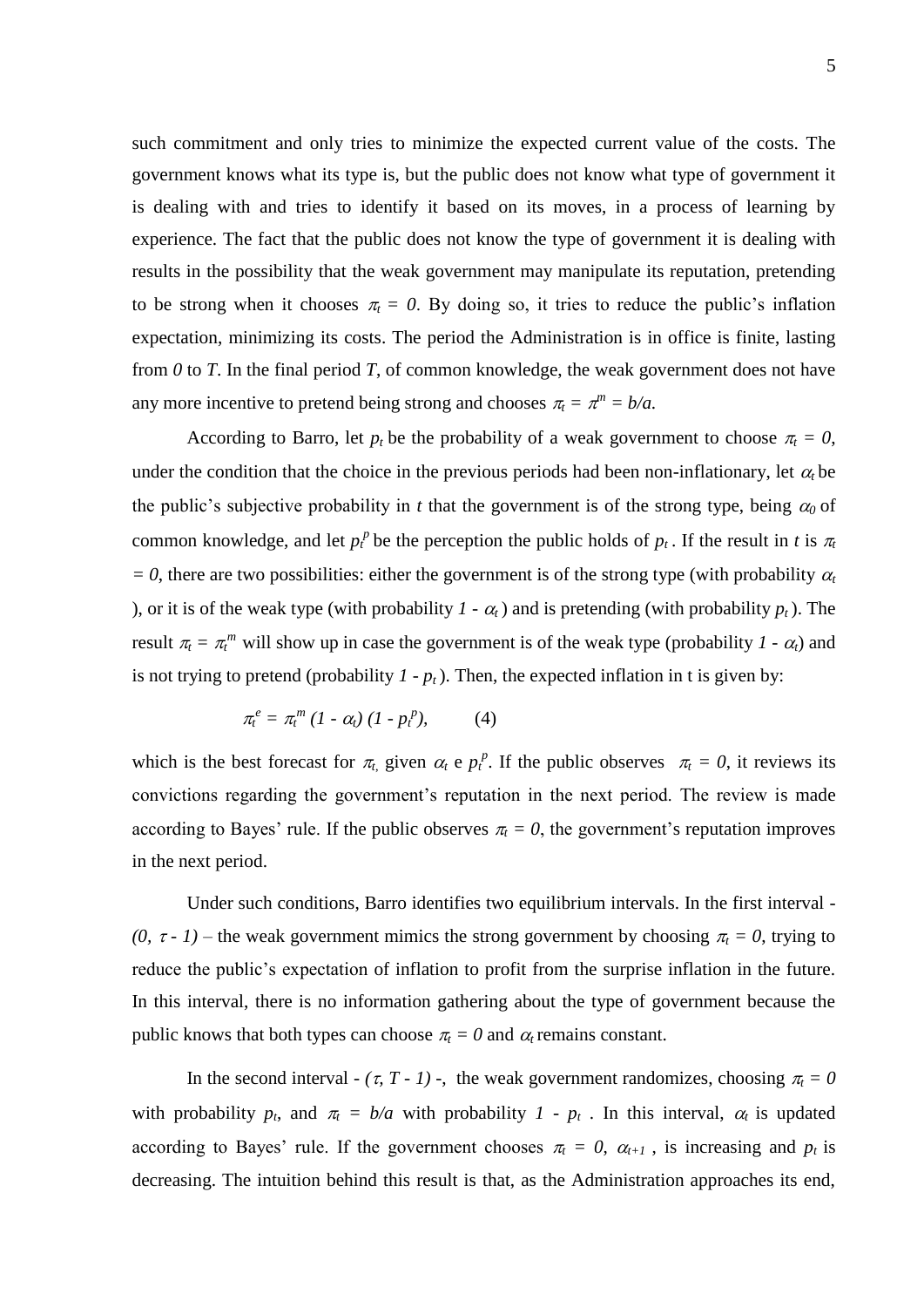such commitment and only tries to minimize the expected current value of the costs. The government knows what its type is, but the public does not know what type of government it is dealing with and tries to identify it based on its moves, in a process of learning by experience. The fact that the public does not know the type of government it is dealing with results in the possibility that the weak government may manipulate its reputation, pretending to be strong when it chooses $\pi_t = 0$. By doing so, it tries to reduce the public's inflation expectation, minimizing its costs. The period the Administration is in office is finite, lasting from $0$ to $T$. In the final period $T$, of common knowledge, the weak government does not have any more incentive to pretend being strong and chooses $\pi_t = \pi^m = b/a$.

According to Barro, let $p_t$ be the probability of a weak government to choose $\pi_t = 0$, under the condition that the choice in the previous periods had been non-inflationary, let $\alpha_t$ be the public's subjective probability in $t$ that the government is of the strong type, being $\alpha_0$ of common knowledge, and let $p_t^p$ be the perception the public holds of $p_t$. If the result in $t$ is $\pi_t = 0$, there are two possibilities: either the government is of the strong type (with probability $\alpha_t$ ), or it is of the weak type (with probability $1 - \alpha_t$ ) and is pretending (with probability $p_t$ ). The result $\pi_t = \pi_t^m$ will show up in case the government is of the weak type (probability $1 - \alpha_t$) and is not trying to pretend (probability $1 - p_t$ ). Then, the expected inflation in t is given by:

$$\pi_t^e = \pi_t^m (1 - \alpha_t) (1 - p_t^p), \qquad (4)$$

which is the best forecast for $\pi_t$, given $\alpha_t$ e $p_t^p$. If the public observes $\pi_t = 0$, it reviews its convictions regarding the government's reputation in the next period. The review is made according to Bayes' rule. If the public observes $\pi_t = 0$, the government's reputation improves in the next period.

Under such conditions, Barro identifies two equilibrium intervals. In the first interval - $(0, \tau - 1)$ – the weak government mimics the strong government by choosing $\pi_t = 0$, trying to reduce the public's expectation of inflation to profit from the surprise inflation in the future. In this interval, there is no information gathering about the type of government because the public knows that both types can choose $\pi_t = 0$ and $\alpha_t$ remains constant.

In the second interval - $(\tau, T - 1)$ -, the weak government randomizes, choosing $\pi_t = 0$ with probability $p_t$, and $\pi_t = b/a$ with probability $1 - p_t$ . In this interval, $\alpha_t$ is updated according to Bayes' rule. If the government chooses $\pi_t = 0$, $\alpha_{t+1}$ , is increasing and $p_t$ is decreasing. The intuition behind this result is that, as the Administration approaches its end,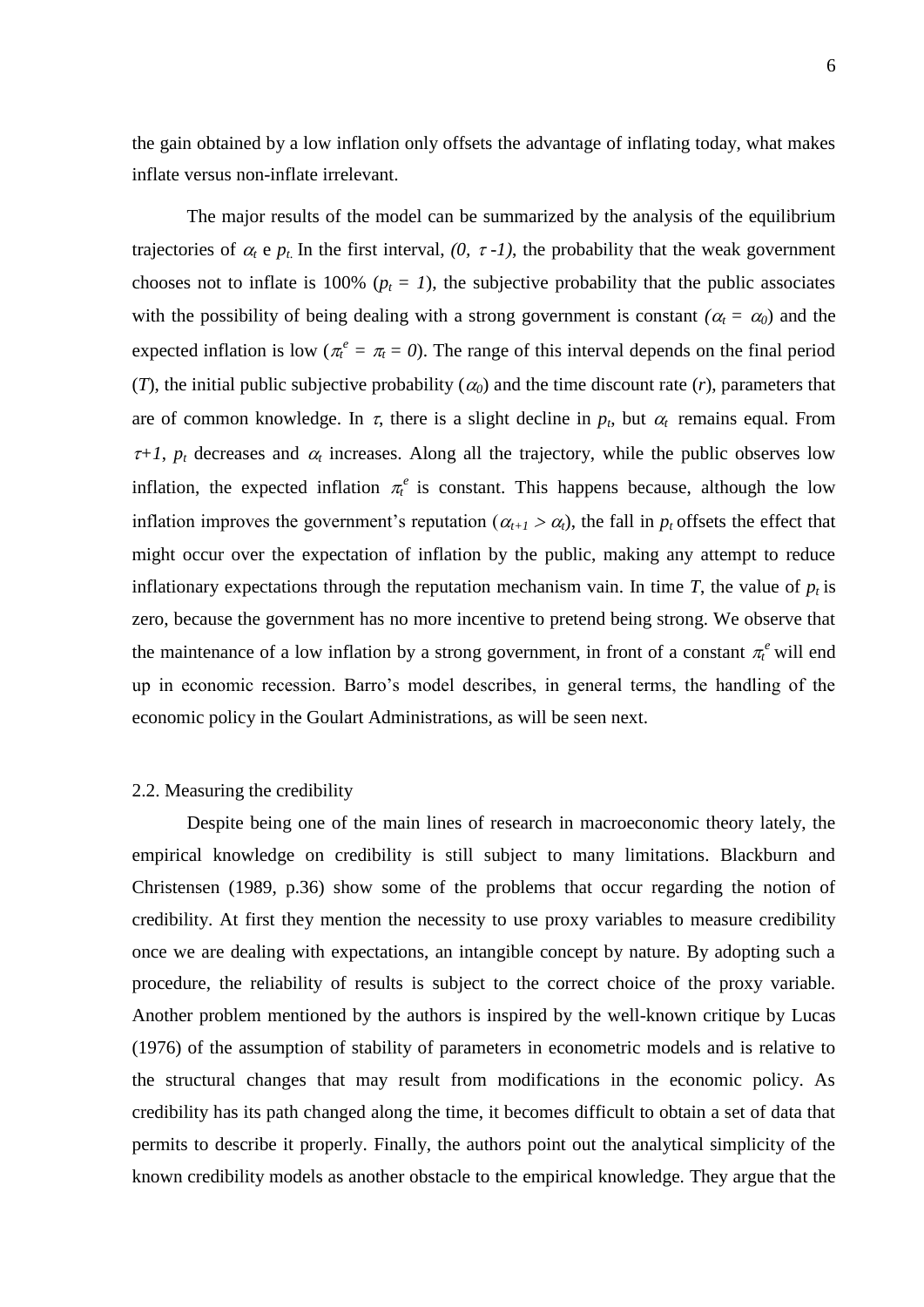the gain obtained by a low inflation only offsets the advantage of inflating today, what makes inflate versus non-inflate irrelevant.

The major results of the model can be summarized by the analysis of the equilibrium trajectories of $\alpha_t$ e $p_t$. In the first interval, $(0, \tau -1)$, the probability that the weak government chooses not to inflate is 100% ($p_t = 1$), the subjective probability that the public associates with the possibility of being dealing with a strong government is constant ($\alpha_t = \alpha_0$) and the expected inflation is low ($\pi_t^e = \pi_t = 0$). The range of this interval depends on the final period ($T$), the initial public subjective probability ($\alpha_0$) and the time discount rate ($r$), parameters that are of common knowledge. In $\tau$, there is a slight decline in $p_t$, but $\alpha_t$ remains equal. From $\tau+1$, $p_t$ decreases and $\alpha_t$ increases. Along all the trajectory, while the public observes low inflation, the expected inflation $\pi_t^e$ is constant. This happens because, although the low inflation improves the government's reputation ($\alpha_{t+1} > \alpha_t$), the fall in $p_t$ offsets the effect that might occur over the expectation of inflation by the public, making any attempt to reduce inflationary expectations through the reputation mechanism vain. In time $T$, the value of $p_t$ is zero, because the government has no more incentive to pretend being strong. We observe that the maintenance of a low inflation by a strong government, in front of a constant $\pi_t^e$ will end up in economic recession. Barro's model describes, in general terms, the handling of the economic policy in the Goulart Administrations, as will be seen next.

## 2.2. Measuring the credibility

Despite being one of the main lines of research in macroeconomic theory lately, the empirical knowledge on credibility is still subject to many limitations. Blackburn and Christensen (1989, p.36) show some of the problems that occur regarding the notion of credibility. At first they mention the necessity to use proxy variables to measure credibility once we are dealing with expectations, an intangible concept by nature. By adopting such a procedure, the reliability of results is subject to the correct choice of the proxy variable. Another problem mentioned by the authors is inspired by the well-known critique by Lucas (1976) of the assumption of stability of parameters in econometric models and is relative to the structural changes that may result from modifications in the economic policy. As credibility has its path changed along the time, it becomes difficult to obtain a set of data that permits to describe it properly. Finally, the authors point out the analytical simplicity of the known credibility models as another obstacle to the empirical knowledge. They argue that the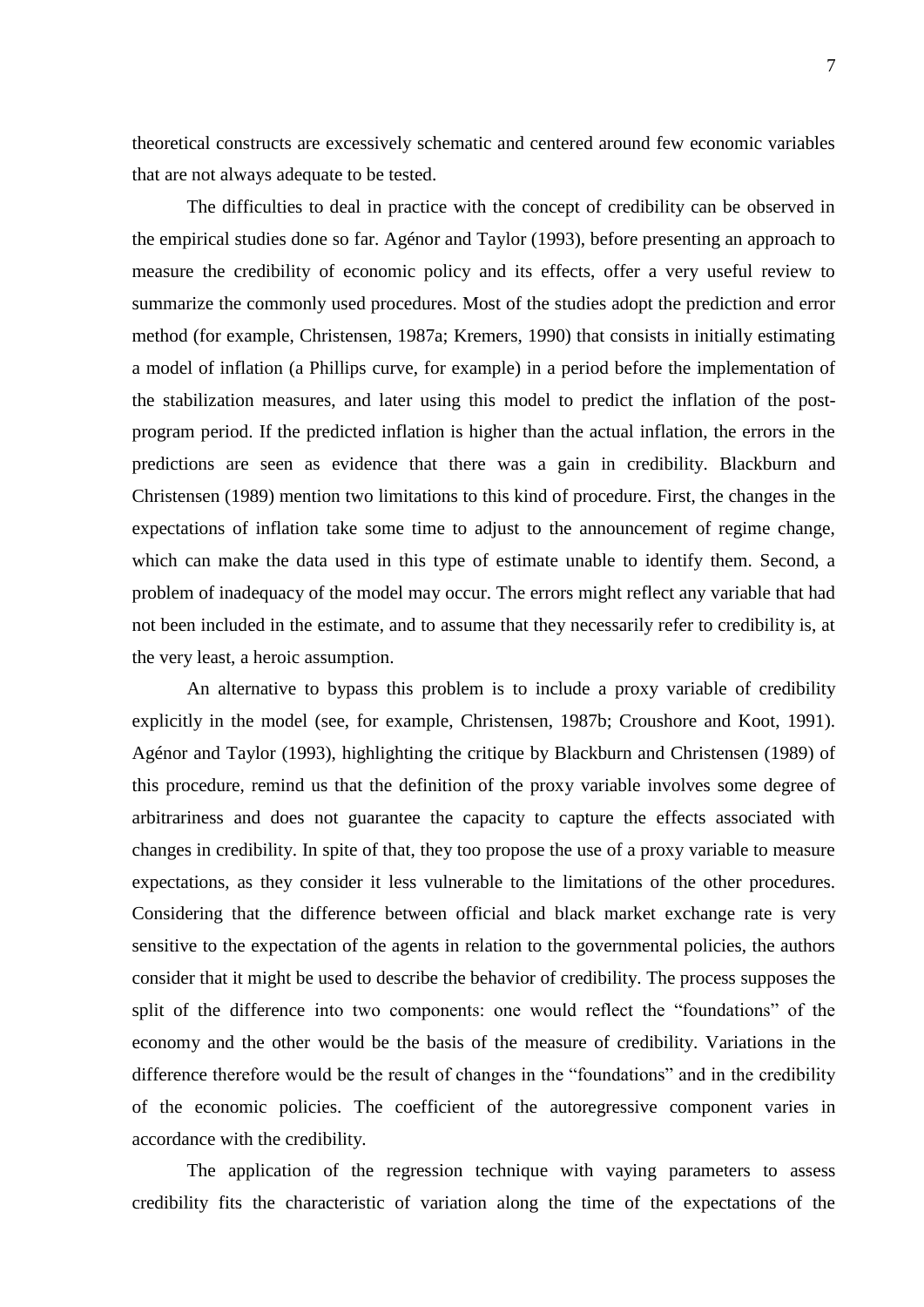theoretical constructs are excessively schematic and centered around few economic variables that are not always adequate to be tested.

The difficulties to deal in practice with the concept of credibility can be observed in the empirical studies done so far. Agénor and Taylor (1993), before presenting an approach to measure the credibility of economic policy and its effects, offer a very useful review to summarize the commonly used procedures. Most of the studies adopt the prediction and error method (for example, Christensen, 1987a; Kremers, 1990) that consists in initially estimating a model of inflation (a Phillips curve, for example) in a period before the implementation of the stabilization measures, and later using this model to predict the inflation of the post-program period. If the predicted inflation is higher than the actual inflation, the errors in the predictions are seen as evidence that there was a gain in credibility. Blackburn and Christensen (1989) mention two limitations to this kind of procedure. First, the changes in the expectations of inflation take some time to adjust to the announcement of regime change, which can make the data used in this type of estimate unable to identify them. Second, a problem of inadequacy of the model may occur. The errors might reflect any variable that had not been included in the estimate, and to assume that they necessarily refer to credibility is, at the very least, a heroic assumption.

An alternative to bypass this problem is to include a proxy variable of credibility explicitly in the model (see, for example, Christensen, 1987b; Croushore and Koot, 1991). Agénor and Taylor (1993), highlighting the critique by Blackburn and Christensen (1989) of this procedure, remind us that the definition of the proxy variable involves some degree of arbitrariness and does not guarantee the capacity to capture the effects associated with changes in credibility. In spite of that, they too propose the use of a proxy variable to measure expectations, as they consider it less vulnerable to the limitations of the other procedures. Considering that the difference between official and black market exchange rate is very sensitive to the expectation of the agents in relation to the governmental policies, the authors consider that it might be used to describe the behavior of credibility. The process supposes the split of the difference into two components: one would reflect the "foundations" of the economy and the other would be the basis of the measure of credibility. Variations in the difference therefore would be the result of changes in the "foundations" and in the credibility of the economic policies. The coefficient of the autoregressive component varies in accordance with the credibility.

The application of the regression technique with vaying parameters to assess credibility fits the characteristic of variation along the time of the expectations of the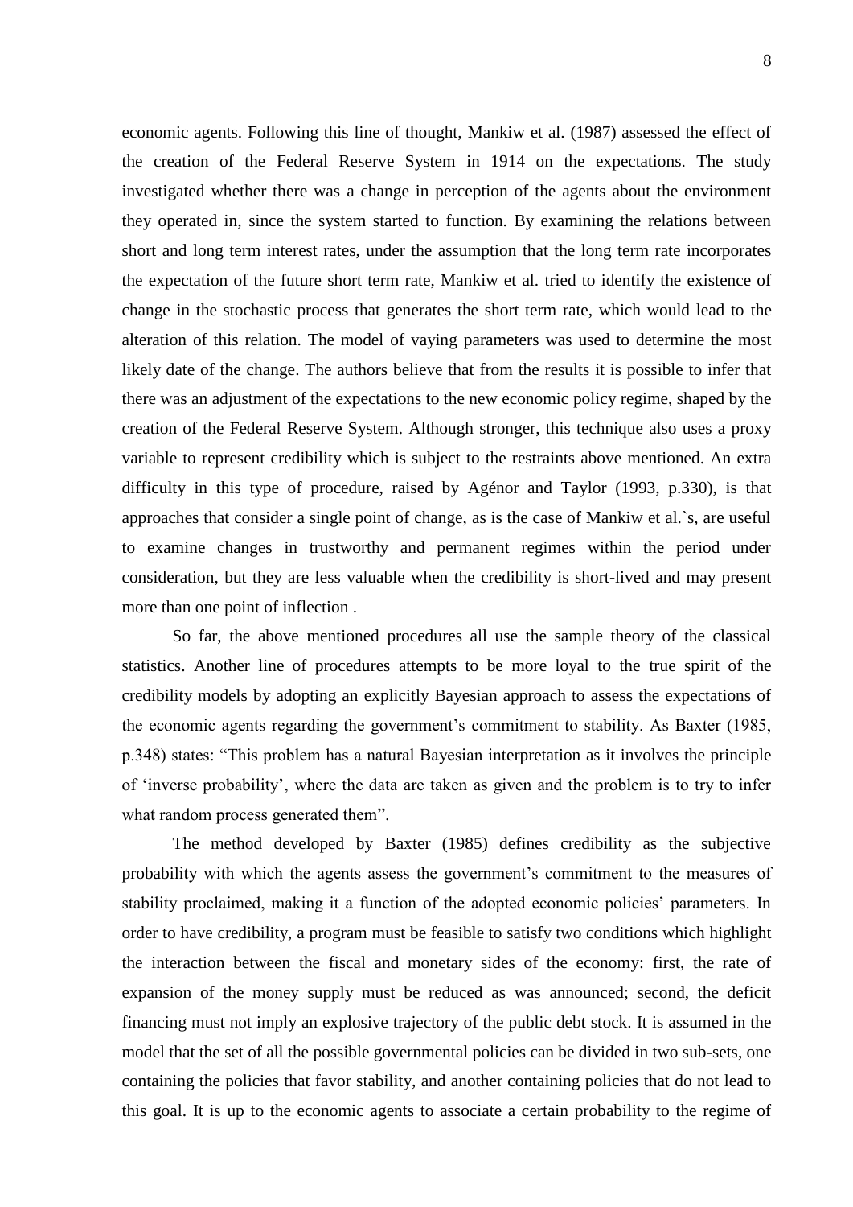economic agents. Following this line of thought, Mankiw et al. (1987) assessed the effect of the creation of the Federal Reserve System in 1914 on the expectations. The study investigated whether there was a change in perception of the agents about the environment they operated in, since the system started to function. By examining the relations between short and long term interest rates, under the assumption that the long term rate incorporates the expectation of the future short term rate, Mankiw et al. tried to identify the existence of change in the stochastic process that generates the short term rate, which would lead to the alteration of this relation. The model of vaying parameters was used to determine the most likely date of the change. The authors believe that from the results it is possible to infer that there was an adjustment of the expectations to the new economic policy regime, shaped by the creation of the Federal Reserve System. Although stronger, this technique also uses a proxy variable to represent credibility which is subject to the restraints above mentioned. An extra difficulty in this type of procedure, raised by Agénor and Taylor (1993, p.330), is that approaches that consider a single point of change, as is the case of Mankiw et al.`s, are useful to examine changes in trustworthy and permanent regimes within the period under consideration, but they are less valuable when the credibility is short-lived and may present more than one point of inflection .

So far, the above mentioned procedures all use the sample theory of the classical statistics. Another line of procedures attempts to be more loyal to the true spirit of the credibility models by adopting an explicitly Bayesian approach to assess the expectations of the economic agents regarding the government's commitment to stability. As Baxter (1985, p.348) states: "This problem has a natural Bayesian interpretation as it involves the principle of 'inverse probability', where the data are taken as given and the problem is to try to infer what random process generated them".

The method developed by Baxter (1985) defines credibility as the subjective probability with which the agents assess the government's commitment to the measures of stability proclaimed, making it a function of the adopted economic policies' parameters. In order to have credibility, a program must be feasible to satisfy two conditions which highlight the interaction between the fiscal and monetary sides of the economy: first, the rate of expansion of the money supply must be reduced as was announced; second, the deficit financing must not imply an explosive trajectory of the public debt stock. It is assumed in the model that the set of all the possible governmental policies can be divided in two sub-sets, one containing the policies that favor stability, and another containing policies that do not lead to this goal. It is up to the economic agents to associate a certain probability to the regime of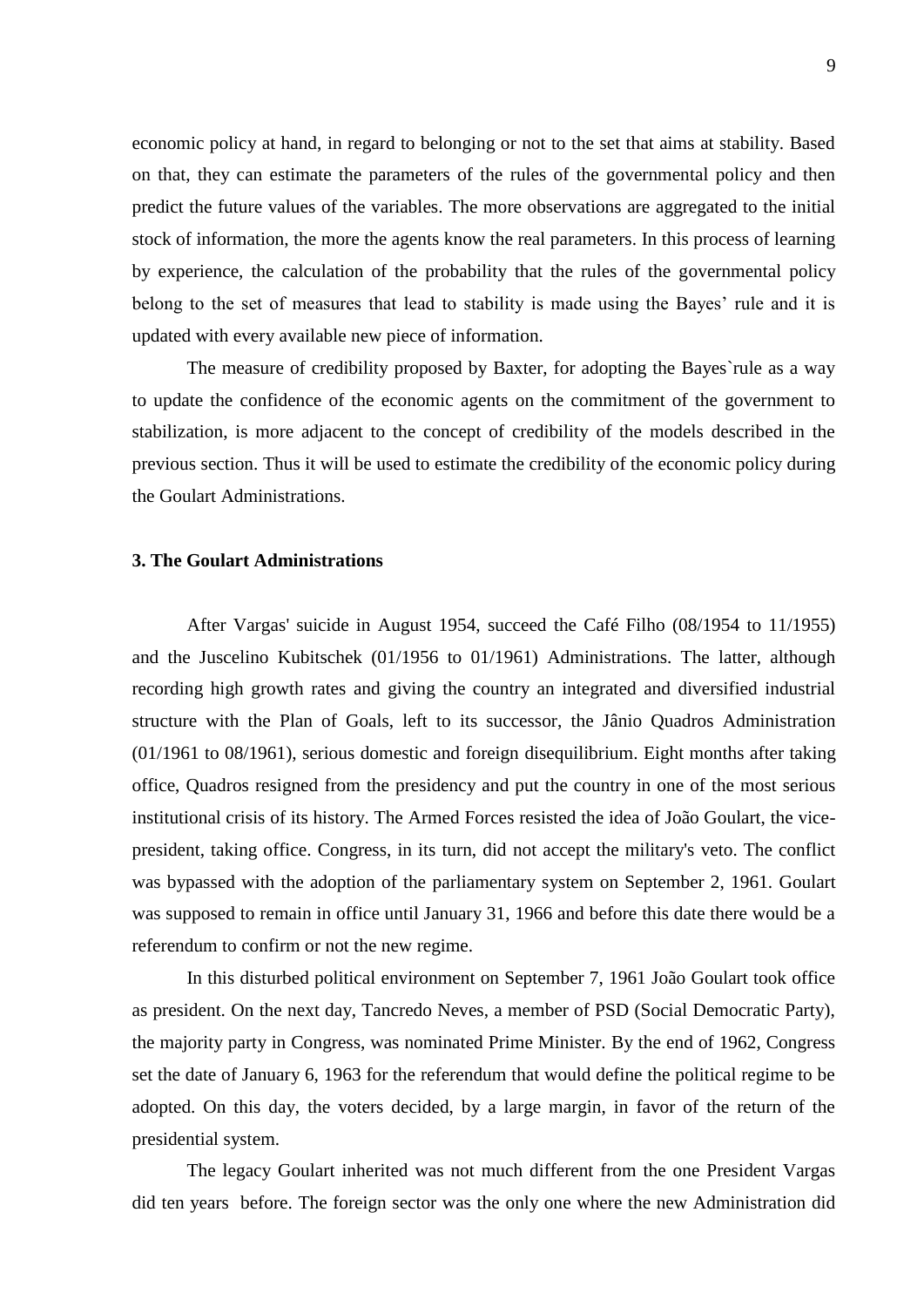economic policy at hand, in regard to belonging or not to the set that aims at stability. Based on that, they can estimate the parameters of the rules of the governmental policy and then predict the future values of the variables. The more observations are aggregated to the initial stock of information, the more the agents know the real parameters. In this process of learning by experience, the calculation of the probability that the rules of the governmental policy belong to the set of measures that lead to stability is made using the Bayes' rule and it is updated with every available new piece of information.

The measure of credibility proposed by Baxter, for adopting the Bayes`rule as a way to update the confidence of the economic agents on the commitment of the government to stabilization, is more adjacent to the concept of credibility of the models described in the previous section. Thus it will be used to estimate the credibility of the economic policy during the Goulart Administrations.

## 3. The Goulart Administrations

After Vargas' suicide in August 1954, succeed the Café Filho (08/1954 to 11/1955) and the Juscelino Kubitschek (01/1956 to 01/1961) Administrations. The latter, although recording high growth rates and giving the country an integrated and diversified industrial structure with the Plan of Goals, left to its successor, the Jânio Quadros Administration (01/1961 to 08/1961), serious domestic and foreign disequilibrium. Eight months after taking office, Quadros resigned from the presidency and put the country in one of the most serious institutional crisis of its history. The Armed Forces resisted the idea of João Goulart, the vice-president, taking office. Congress, in its turn, did not accept the military's veto. The conflict was bypassed with the adoption of the parliamentary system on September 2, 1961. Goulart was supposed to remain in office until January 31, 1966 and before this date there would be a referendum to confirm or not the new regime.

In this disturbed political environment on September 7, 1961 João Goulart took office as president. On the next day, Tancredo Neves, a member of PSD (Social Democratic Party), the majority party in Congress, was nominated Prime Minister. By the end of 1962, Congress set the date of January 6, 1963 for the referendum that would define the political regime to be adopted. On this day, the voters decided, by a large margin, in favor of the return of the presidential system.

The legacy Goulart inherited was not much different from the one President Vargas did ten years before. The foreign sector was the only one where the new Administration did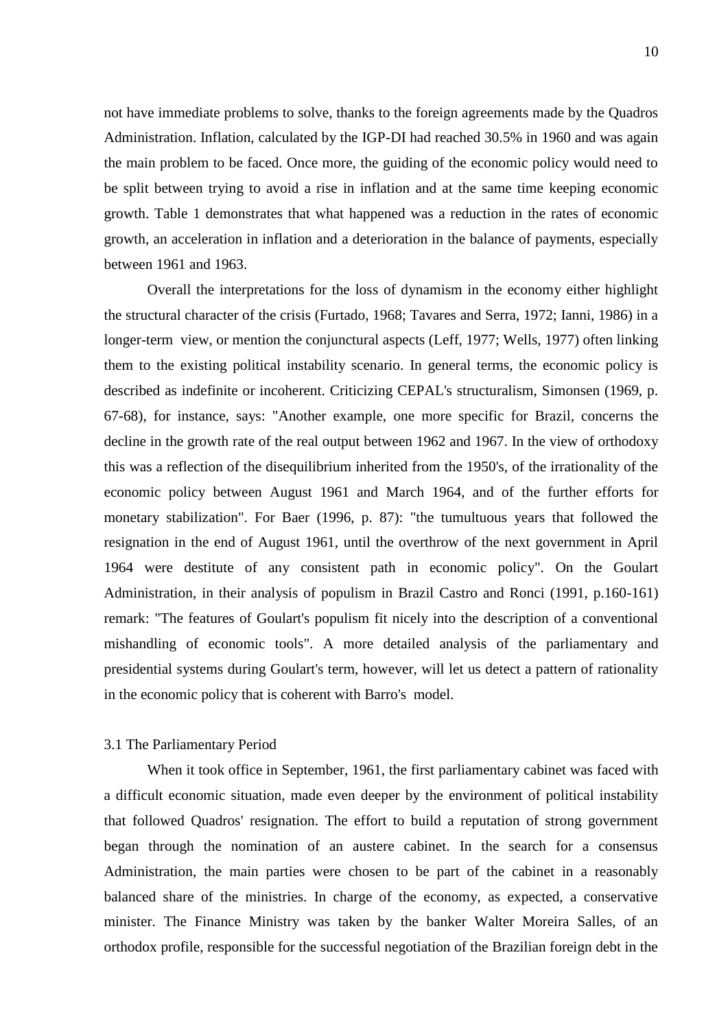not have immediate problems to solve, thanks to the foreign agreements made by the Quadros Administration. Inflation, calculated by the IGP-DI had reached 30.5% in 1960 and was again the main problem to be faced. Once more, the guiding of the economic policy would need to be split between trying to avoid a rise in inflation and at the same time keeping economic growth. Table 1 demonstrates that what happened was a reduction in the rates of economic growth, an acceleration in inflation and a deterioration in the balance of payments, especially between 1961 and 1963.

Overall the interpretations for the loss of dynamism in the economy either highlight the structural character of the crisis (Furtado, 1968; Tavares and Serra, 1972; Ianni, 1986) in a longer-term view, or mention the conjunctural aspects (Leff, 1977; Wells, 1977) often linking them to the existing political instability scenario. In general terms, the economic policy is described as indefinite or incoherent. Criticizing CEPAL's structuralism, Simonsen (1969, p. 67-68), for instance, says: "Another example, one more specific for Brazil, concerns the decline in the growth rate of the real output between 1962 and 1967. In the view of orthodoxy this was a reflection of the disequilibrium inherited from the 1950's, of the irrationality of the economic policy between August 1961 and March 1964, and of the further efforts for monetary stabilization". For Baer (1996, p. 87): "the tumultuous years that followed the resignation in the end of August 1961, until the overthrow of the next government in April 1964 were destitute of any consistent path in economic policy". On the Goulart Administration, in their analysis of populism in Brazil Castro and Ronci (1991, p.160-161) remark: "The features of Goulart's populism fit nicely into the description of a conventional mishandling of economic tools". A more detailed analysis of the parliamentary and presidential systems during Goulart's term, however, will let us detect a pattern of rationality in the economic policy that is coherent with Barro's model.

### 3.1 The Parliamentary Period

When it took office in September, 1961, the first parliamentary cabinet was faced with a difficult economic situation, made even deeper by the environment of political instability that followed Quadros' resignation. The effort to build a reputation of strong government began through the nomination of an austere cabinet. In the search for a consensus Administration, the main parties were chosen to be part of the cabinet in a reasonably balanced share of the ministries. In charge of the economy, as expected, a conservative minister. The Finance Ministry was taken by the banker Walter Moreira Salles, of an orthodox profile, responsible for the successful negotiation of the Brazilian foreign debt in the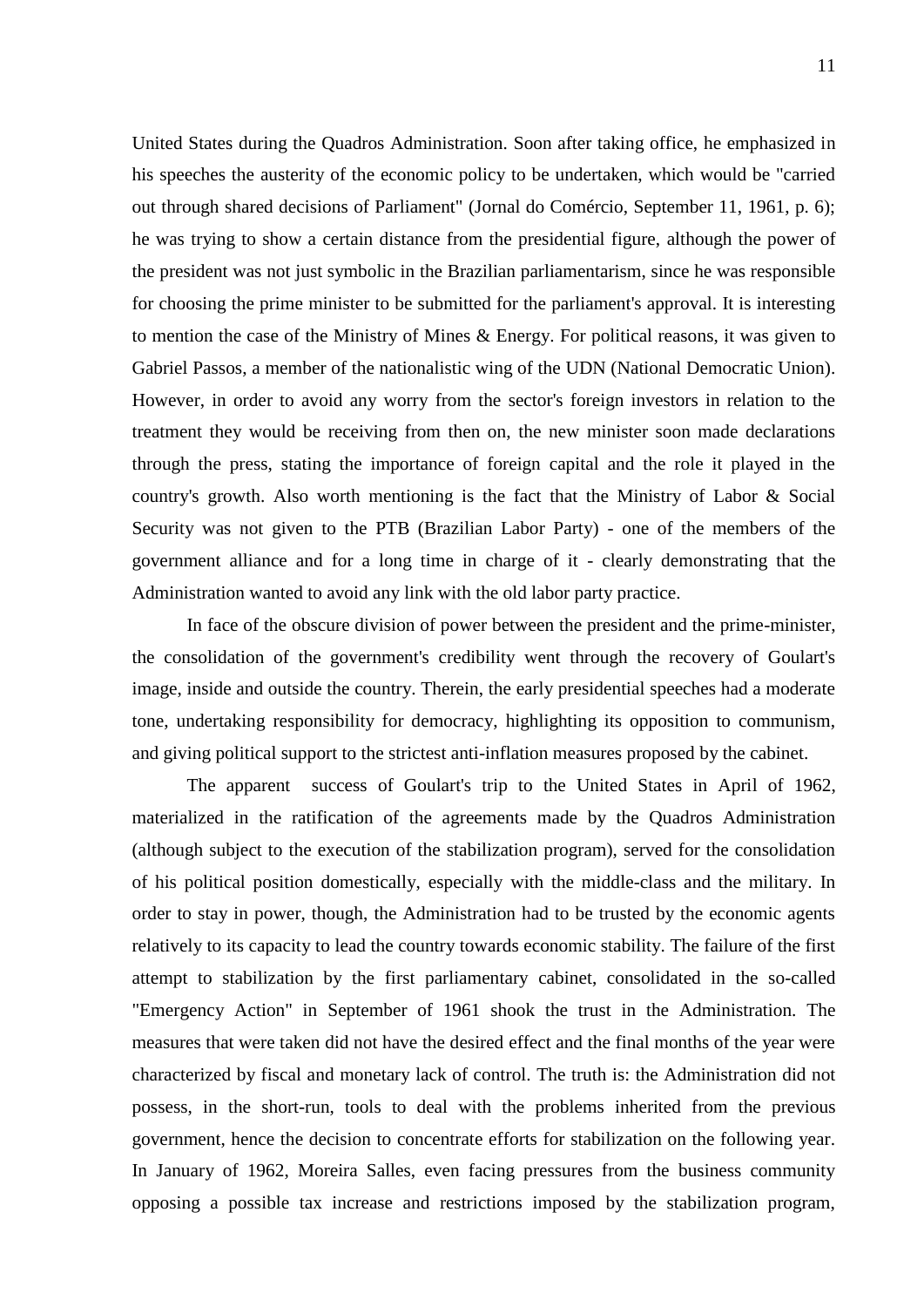United States during the Quadros Administration. Soon after taking office, he emphasized in his speeches the austerity of the economic policy to be undertaken, which would be "carried out through shared decisions of Parliament" (Jornal do Comércio, September 11, 1961, p. 6); he was trying to show a certain distance from the presidential figure, although the power of the president was not just symbolic in the Brazilian parliamentarism, since he was responsible for choosing the prime minister to be submitted for the parliament's approval. It is interesting to mention the case of the Ministry of Mines & Energy. For political reasons, it was given to Gabriel Passos, a member of the nationalistic wing of the UDN (National Democratic Union). However, in order to avoid any worry from the sector's foreign investors in relation to the treatment they would be receiving from then on, the new minister soon made declarations through the press, stating the importance of foreign capital and the role it played in the country's growth. Also worth mentioning is the fact that the Ministry of Labor & Social Security was not given to the PTB (Brazilian Labor Party) - one of the members of the government alliance and for a long time in charge of it - clearly demonstrating that the Administration wanted to avoid any link with the old labor party practice.

In face of the obscure division of power between the president and the prime-minister, the consolidation of the government's credibility went through the recovery of Goulart's image, inside and outside the country. Therein, the early presidential speeches had a moderate tone, undertaking responsibility for democracy, highlighting its opposition to communism, and giving political support to the strictest anti-inflation measures proposed by the cabinet.

The apparent success of Goulart's trip to the United States in April of 1962, materialized in the ratification of the agreements made by the Quadros Administration (although subject to the execution of the stabilization program), served for the consolidation of his political position domestically, especially with the middle-class and the military. In order to stay in power, though, the Administration had to be trusted by the economic agents relatively to its capacity to lead the country towards economic stability. The failure of the first attempt to stabilization by the first parliamentary cabinet, consolidated in the so-called "Emergency Action" in September of 1961 shook the trust in the Administration. The measures that were taken did not have the desired effect and the final months of the year were characterized by fiscal and monetary lack of control. The truth is: the Administration did not possess, in the short-run, tools to deal with the problems inherited from the previous government, hence the decision to concentrate efforts for stabilization on the following year. In January of 1962, Moreira Salles, even facing pressures from the business community opposing a possible tax increase and restrictions imposed by the stabilization program,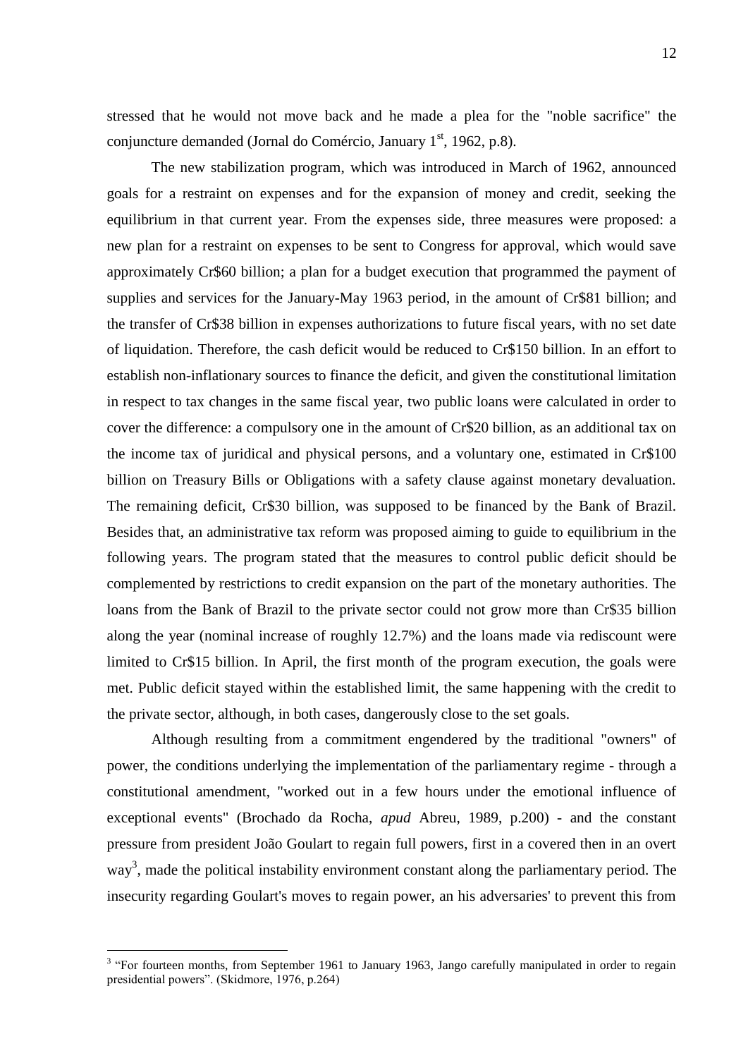stressed that he would not move back and he made a plea for the "noble sacrifice" the conjuncture demanded (Jornal do Comércio, January 1st, 1962, p.8).

The new stabilization program, which was introduced in March of 1962, announced goals for a restraint on expenses and for the expansion of money and credit, seeking the equilibrium in that current year. From the expenses side, three measures were proposed: a new plan for a restraint on expenses to be sent to Congress for approval, which would save approximately Cr$60 billion; a plan for a budget execution that programmed the payment of supplies and services for the January-May 1963 period, in the amount of Cr$81 billion; and the transfer of Cr$38 billion in expenses authorizations to future fiscal years, with no set date of liquidation. Therefore, the cash deficit would be reduced to Cr$150 billion. In an effort to establish non-inflationary sources to finance the deficit, and given the constitutional limitation in respect to tax changes in the same fiscal year, two public loans were calculated in order to cover the difference: a compulsory one in the amount of Cr$20 billion, as an additional tax on the income tax of juridical and physical persons, and a voluntary one, estimated in Cr$100 billion on Treasury Bills or Obligations with a safety clause against monetary devaluation. The remaining deficit, Cr$30 billion, was supposed to be financed by the Bank of Brazil. Besides that, an administrative tax reform was proposed aiming to guide to equilibrium in the following years. The program stated that the measures to control public deficit should be complemented by restrictions to credit expansion on the part of the monetary authorities. The loans from the Bank of Brazil to the private sector could not grow more than Cr$35 billion along the year (nominal increase of roughly 12.7%) and the loans made via rediscount were limited to Cr$15 billion. In April, the first month of the program execution, the goals were met. Public deficit stayed within the established limit, the same happening with the credit to the private sector, although, in both cases, dangerously close to the set goals.

Although resulting from a commitment engendered by the traditional "owners" of power, the conditions underlying the implementation of the parliamentary regime - through a constitutional amendment, "worked out in a few hours under the emotional influence of exceptional events" (Brochado da Rocha, *apud* Abreu, 1989, p.200) - and the constant pressure from president João Goulart to regain full powers, first in a covered then in an overt way[3], made the political instability environment constant along the parliamentary period. The insecurity regarding Goulart's moves to regain power, an his adversaries' to prevent this from

[3] "For fourteen months, from September 1961 to January 1963, Jango carefully manipulated in order to regain presidential powers". (Skidmore, 1976, p.264)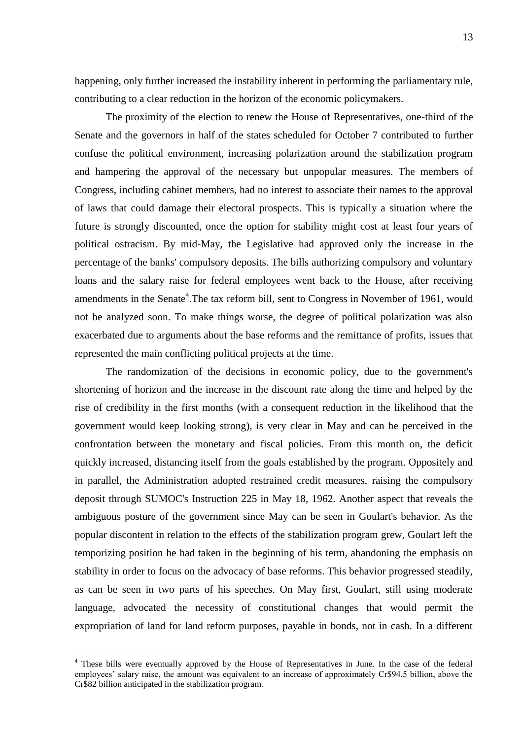happening, only further increased the instability inherent in performing the parliamentary rule, contributing to a clear reduction in the horizon of the economic policymakers.

The proximity of the election to renew the House of Representatives, one-third of the Senate and the governors in half of the states scheduled for October 7 contributed to further confuse the political environment, increasing polarization around the stabilization program and hampering the approval of the necessary but unpopular measures. The members of Congress, including cabinet members, had no interest to associate their names to the approval of laws that could damage their electoral prospects. This is typically a situation where the future is strongly discounted, once the option for stability might cost at least four years of political ostracism. By mid-May, the Legislative had approved only the increase in the percentage of the banks' compulsory deposits. The bills authorizing compulsory and voluntary loans and the salary raise for federal employees went back to the House, after receiving amendments in the Senate[4].The tax reform bill, sent to Congress in November of 1961, would not be analyzed soon. To make things worse, the degree of political polarization was also exacerbated due to arguments about the base reforms and the remittance of profits, issues that represented the main conflicting political projects at the time.

The randomization of the decisions in economic policy, due to the government's shortening of horizon and the increase in the discount rate along the time and helped by the rise of credibility in the first months (with a consequent reduction in the likelihood that the government would keep looking strong), is very clear in May and can be perceived in the confrontation between the monetary and fiscal policies. From this month on, the deficit quickly increased, distancing itself from the goals established by the program. Oppositely and in parallel, the Administration adopted restrained credit measures, raising the compulsory deposit through SUMOC's Instruction 225 in May 18, 1962. Another aspect that reveals the ambiguous posture of the government since May can be seen in Goulart's behavior. As the popular discontent in relation to the effects of the stabilization program grew, Goulart left the temporizing position he had taken in the beginning of his term, abandoning the emphasis on stability in order to focus on the advocacy of base reforms. This behavior progressed steadily, as can be seen in two parts of his speeches. On May first, Goulart, still using moderate language, advocated the necessity of constitutional changes that would permit the expropriation of land for land reform purposes, payable in bonds, not in cash. In a different

[4] These bills were eventually approved by the House of Representatives in June. In the case of the federal employees' salary raise, the amount was equivalent to an increase of approximately Cr$94.5 billion, above the Cr$82 billion anticipated in the stabilization program.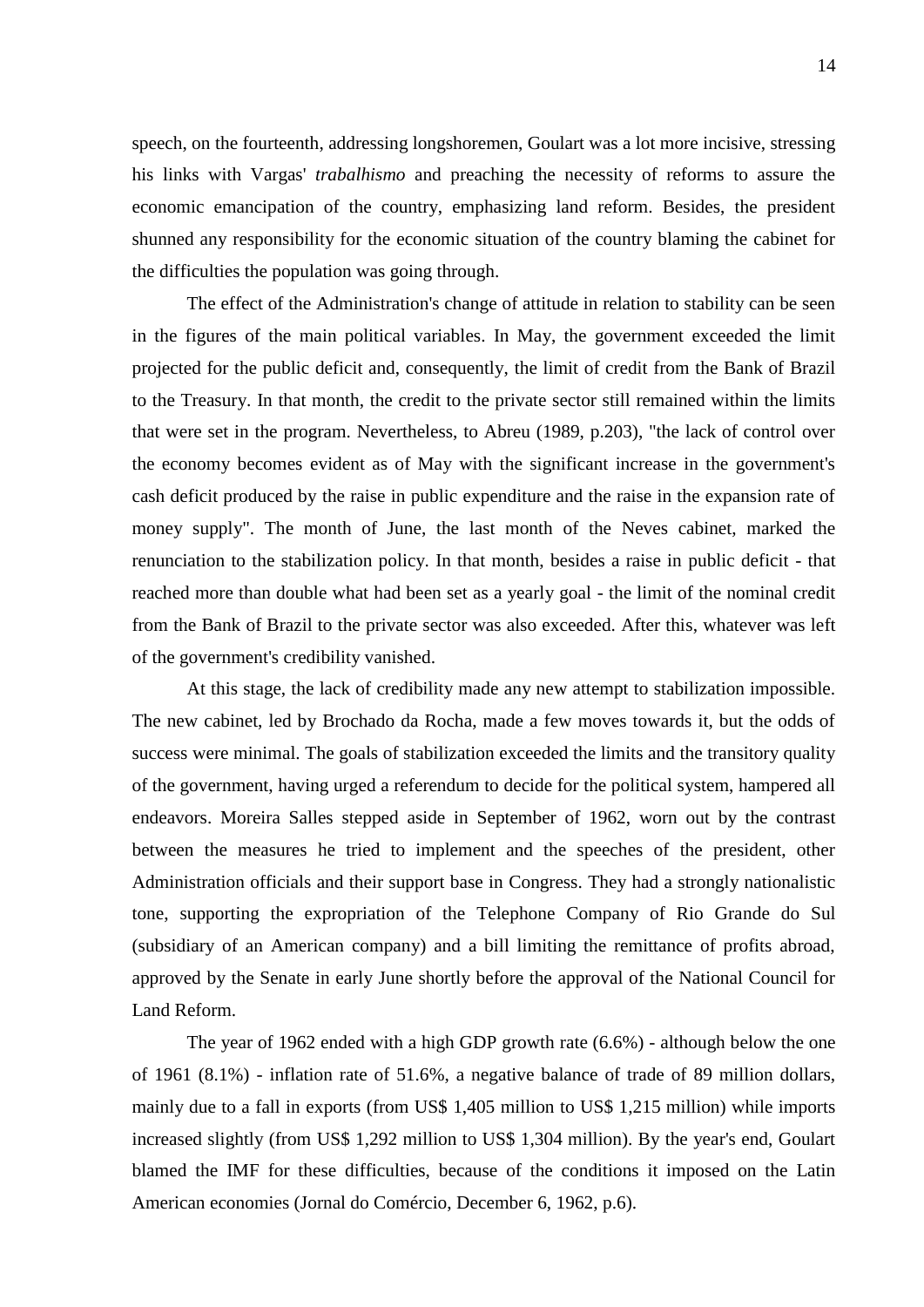speech, on the fourteenth, addressing longshoremen, Goulart was a lot more incisive, stressing his links with Vargas' *trabalhismo* and preaching the necessity of reforms to assure the economic emancipation of the country, emphasizing land reform. Besides, the president shunned any responsibility for the economic situation of the country blaming the cabinet for the difficulties the population was going through.

The effect of the Administration's change of attitude in relation to stability can be seen in the figures of the main political variables. In May, the government exceeded the limit projected for the public deficit and, consequently, the limit of credit from the Bank of Brazil to the Treasury. In that month, the credit to the private sector still remained within the limits that were set in the program. Nevertheless, to Abreu (1989, p.203), "the lack of control over the economy becomes evident as of May with the significant increase in the government's cash deficit produced by the raise in public expenditure and the raise in the expansion rate of money supply". The month of June, the last month of the Neves cabinet, marked the renunciation to the stabilization policy. In that month, besides a raise in public deficit - that reached more than double what had been set as a yearly goal - the limit of the nominal credit from the Bank of Brazil to the private sector was also exceeded. After this, whatever was left of the government's credibility vanished.

At this stage, the lack of credibility made any new attempt to stabilization impossible. The new cabinet, led by Brochado da Rocha, made a few moves towards it, but the odds of success were minimal. The goals of stabilization exceeded the limits and the transitory quality of the government, having urged a referendum to decide for the political system, hampered all endeavors. Moreira Salles stepped aside in September of 1962, worn out by the contrast between the measures he tried to implement and the speeches of the president, other Administration officials and their support base in Congress. They had a strongly nationalistic tone, supporting the expropriation of the Telephone Company of Rio Grande do Sul (subsidiary of an American company) and a bill limiting the remittance of profits abroad, approved by the Senate in early June shortly before the approval of the National Council for Land Reform.

The year of 1962 ended with a high GDP growth rate (6.6%) - although below the one of 1961 (8.1%) - inflation rate of 51.6%, a negative balance of trade of 89 million dollars, mainly due to a fall in exports (from US$ 1,405 million to US$ 1,215 million) while imports increased slightly (from US$ 1,292 million to US$ 1,304 million). By the year's end, Goulart blamed the IMF for these difficulties, because of the conditions it imposed on the Latin American economies (Jornal do Comércio, December 6, 1962, p.6).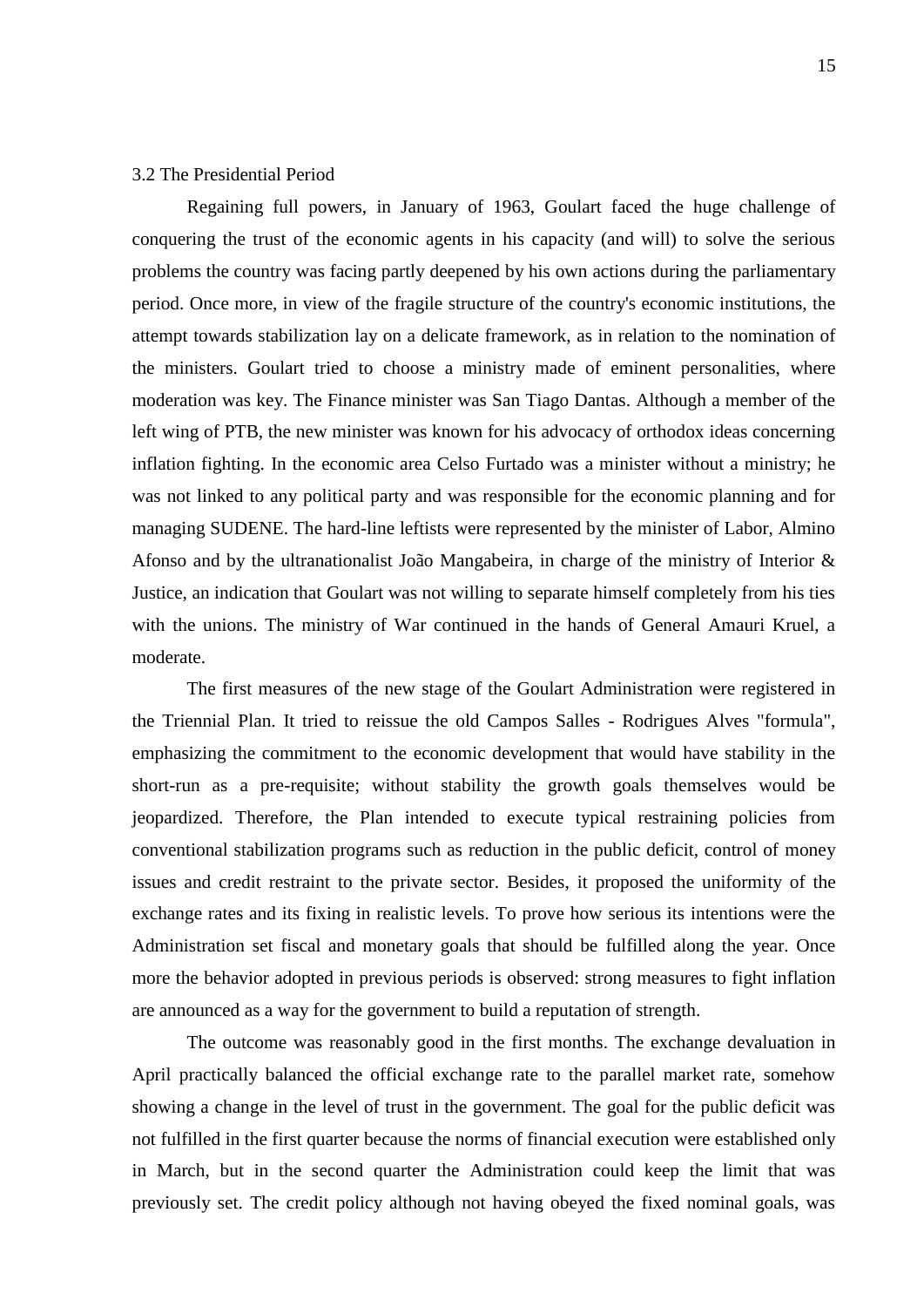### 3.2 The Presidential Period

Regaining full powers, in January of 1963, Goulart faced the huge challenge of conquering the trust of the economic agents in his capacity (and will) to solve the serious problems the country was facing partly deepened by his own actions during the parliamentary period. Once more, in view of the fragile structure of the country's economic institutions, the attempt towards stabilization lay on a delicate framework, as in relation to the nomination of the ministers. Goulart tried to choose a ministry made of eminent personalities, where moderation was key. The Finance minister was San Tiago Dantas. Although a member of the left wing of PTB, the new minister was known for his advocacy of orthodox ideas concerning inflation fighting. In the economic area Celso Furtado was a minister without a ministry; he was not linked to any political party and was responsible for the economic planning and for managing SUDENE. The hard-line leftists were represented by the minister of Labor, Almino Afonso and by the ultranationalist João Mangabeira, in charge of the ministry of Interior & Justice, an indication that Goulart was not willing to separate himself completely from his ties with the unions. The ministry of War continued in the hands of General Amauri Kruel, a moderate.

The first measures of the new stage of the Goulart Administration were registered in the Triennial Plan. It tried to reissue the old Campos Salles - Rodrigues Alves "formula", emphasizing the commitment to the economic development that would have stability in the short-run as a pre-requisite; without stability the growth goals themselves would be jeopardized. Therefore, the Plan intended to execute typical restraining policies from conventional stabilization programs such as reduction in the public deficit, control of money issues and credit restraint to the private sector. Besides, it proposed the uniformity of the exchange rates and its fixing in realistic levels. To prove how serious its intentions were the Administration set fiscal and monetary goals that should be fulfilled along the year. Once more the behavior adopted in previous periods is observed: strong measures to fight inflation are announced as a way for the government to build a reputation of strength.

The outcome was reasonably good in the first months. The exchange devaluation in April practically balanced the official exchange rate to the parallel market rate, somehow showing a change in the level of trust in the government. The goal for the public deficit was not fulfilled in the first quarter because the norms of financial execution were established only in March, but in the second quarter the Administration could keep the limit that was previously set. The credit policy although not having obeyed the fixed nominal goals, was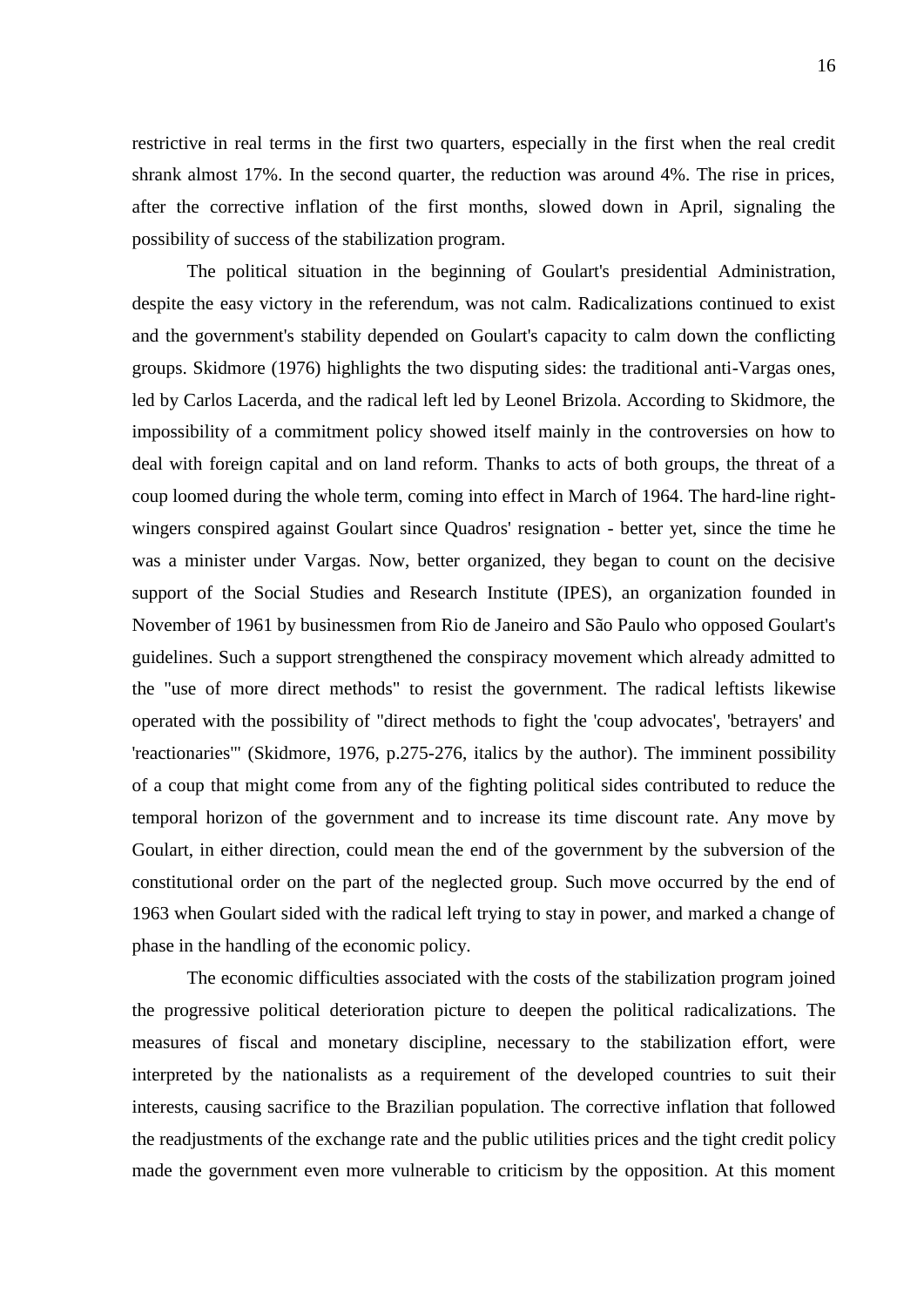restrictive in real terms in the first two quarters, especially in the first when the real credit shrank almost 17%. In the second quarter, the reduction was around 4%. The rise in prices, after the corrective inflation of the first months, slowed down in April, signaling the possibility of success of the stabilization program.

The political situation in the beginning of Goulart's presidential Administration, despite the easy victory in the referendum, was not calm. Radicalizations continued to exist and the government's stability depended on Goulart's capacity to calm down the conflicting groups. Skidmore (1976) highlights the two disputing sides: the traditional anti-Vargas ones, led by Carlos Lacerda, and the radical left led by Leonel Brizola. According to Skidmore, the impossibility of a commitment policy showed itself mainly in the controversies on how to deal with foreign capital and on land reform. Thanks to acts of both groups, the threat of a coup loomed during the whole term, coming into effect in March of 1964. The hard-line right-wingers conspired against Goulart since Quadros' resignation - better yet, since the time he was a minister under Vargas. Now, better organized, they began to count on the decisive support of the Social Studies and Research Institute (IPES), an organization founded in November of 1961 by businessmen from Rio de Janeiro and São Paulo who opposed Goulart's guidelines. Such a support strengthened the conspiracy movement which already admitted to the "use of more direct methods" to resist the government. The radical leftists likewise operated with the possibility of "direct methods to fight the 'coup advocates', 'betrayers' and 'reactionaries'" (Skidmore, 1976, p.275-276, italics by the author). The imminent possibility of a coup that might come from any of the fighting political sides contributed to reduce the temporal horizon of the government and to increase its time discount rate. Any move by Goulart, in either direction, could mean the end of the government by the subversion of the constitutional order on the part of the neglected group. Such move occurred by the end of 1963 when Goulart sided with the radical left trying to stay in power, and marked a change of phase in the handling of the economic policy.

The economic difficulties associated with the costs of the stabilization program joined the progressive political deterioration picture to deepen the political radicalizations. The measures of fiscal and monetary discipline, necessary to the stabilization effort, were interpreted by the nationalists as a requirement of the developed countries to suit their interests, causing sacrifice to the Brazilian population. The corrective inflation that followed the readjustments of the exchange rate and the public utilities prices and the tight credit policy made the government even more vulnerable to criticism by the opposition. At this moment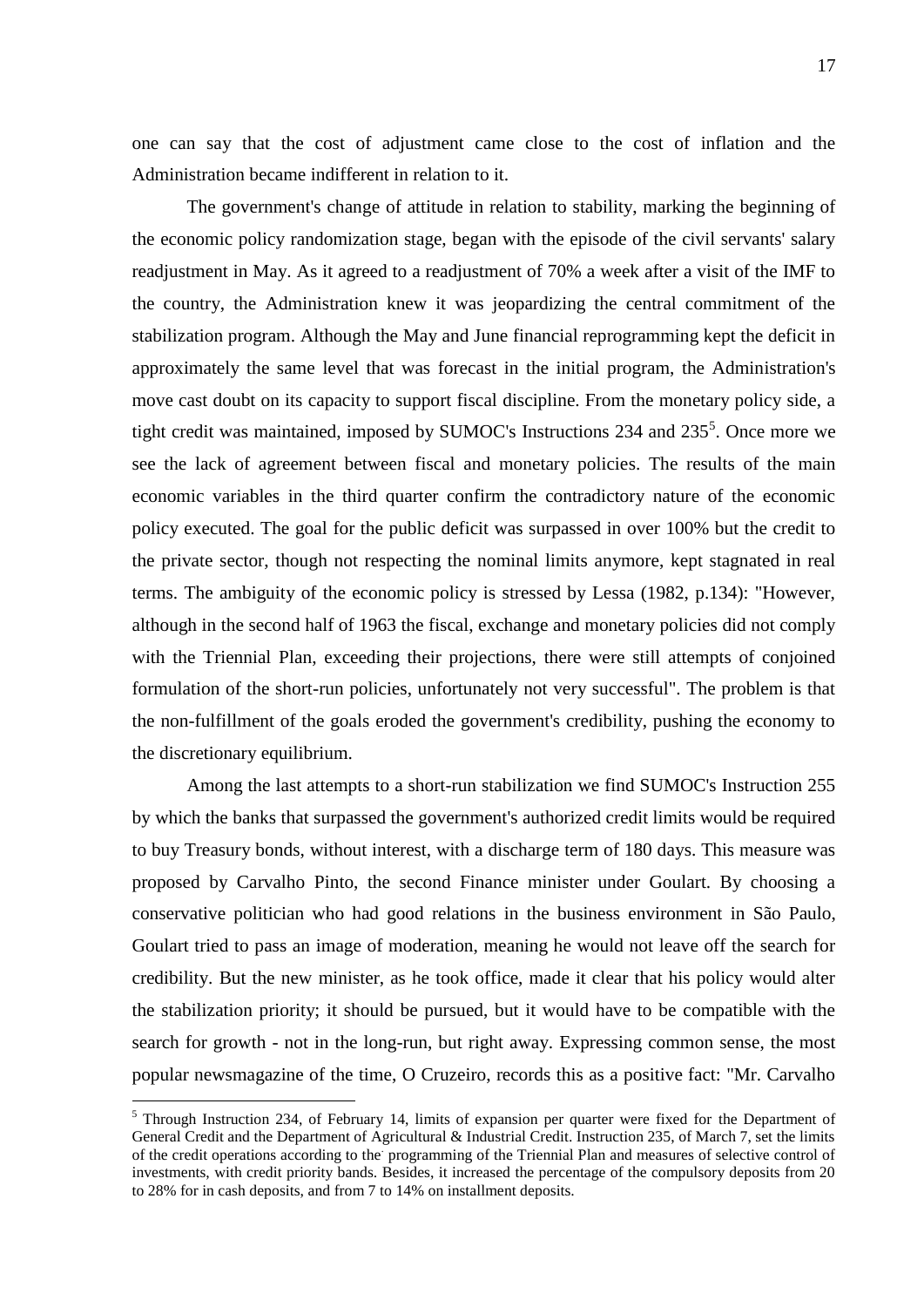one can say that the cost of adjustment came close to the cost of inflation and the Administration became indifferent in relation to it.

The government's change of attitude in relation to stability, marking the beginning of the economic policy randomization stage, began with the episode of the civil servants' salary readjustment in May. As it agreed to a readjustment of 70% a week after a visit of the IMF to the country, the Administration knew it was jeopardizing the central commitment of the stabilization program. Although the May and June financial reprogramming kept the deficit in approximately the same level that was forecast in the initial program, the Administration's move cast doubt on its capacity to support fiscal discipline. From the monetary policy side, a tight credit was maintained, imposed by SUMOC's Instructions 234 and 235[5]. Once more we see the lack of agreement between fiscal and monetary policies. The results of the main economic variables in the third quarter confirm the contradictory nature of the economic policy executed. The goal for the public deficit was surpassed in over 100% but the credit to the private sector, though not respecting the nominal limits anymore, kept stagnated in real terms. The ambiguity of the economic policy is stressed by Lessa (1982, p.134): "However, although in the second half of 1963 the fiscal, exchange and monetary policies did not comply with the Triennial Plan, exceeding their projections, there were still attempts of conjoined formulation of the short-run policies, unfortunately not very successful". The problem is that the non-fulfillment of the goals eroded the government's credibility, pushing the economy to the discretionary equilibrium.

Among the last attempts to a short-run stabilization we find SUMOC's Instruction 255 by which the banks that surpassed the government's authorized credit limits would be required to buy Treasury bonds, without interest, with a discharge term of 180 days. This measure was proposed by Carvalho Pinto, the second Finance minister under Goulart. By choosing a conservative politician who had good relations in the business environment in São Paulo, Goulart tried to pass an image of moderation, meaning he would not leave off the search for credibility. But the new minister, as he took office, made it clear that his policy would alter the stabilization priority; it should be pursued, but it would have to be compatible with the search for growth - not in the long-run, but right away. Expressing common sense, the most popular newsmagazine of the time, O Cruzeiro, records this as a positive fact: "Mr. Carvalho

[5] Through Instruction 234, of February 14, limits of expansion per quarter were fixed for the Department of General Credit and the Department of Agricultural & Industrial Credit. Instruction 235, of March 7, set the limits of the credit operations according to the programming of the Triennial Plan and measures of selective control of investments, with credit priority bands. Besides, it increased the percentage of the compulsory deposits from 20 to 28% for in cash deposits, and from 7 to 14% on installment deposits.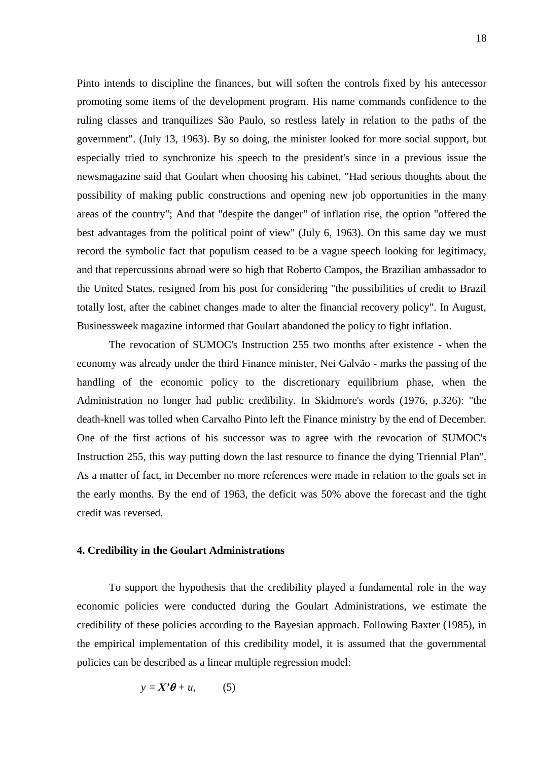Pinto intends to discipline the finances, but will soften the controls fixed by his antecessor promoting some items of the development program. His name commands confidence to the ruling classes and tranquilizes São Paulo, so restless lately in relation to the paths of the government". (July 13, 1963). By so doing, the minister looked for more social support, but especially tried to synchronize his speech to the president's since in a previous issue the newsmagazine said that Goulart when choosing his cabinet, "Had serious thoughts about the possibility of making public constructions and opening new job opportunities in the many areas of the country"; And that "despite the danger" of inflation rise, the option "offered the best advantages from the political point of view" (July 6, 1963). On this same day we must record the symbolic fact that populism ceased to be a vague speech looking for legitimacy, and that repercussions abroad were so high that Roberto Campos, the Brazilian ambassador to the United States, resigned from his post for considering "the possibilities of credit to Brazil totally lost, after the cabinet changes made to alter the financial recovery policy". In August, Businessweek magazine informed that Goulart abandoned the policy to fight inflation.

The revocation of SUMOC's Instruction 255 two months after existence - when the economy was already under the third Finance minister, Nei Galvão - marks the passing of the handling of the economic policy to the discretionary equilibrium phase, when the Administration no longer had public credibility. In Skidmore's words (1976, p.326): "the death-knell was tolled when Carvalho Pinto left the Finance ministry by the end of December. One of the first actions of his successor was to agree with the revocation of SUMOC's Instruction 255, this way putting down the last resource to finance the dying Triennial Plan". As a matter of fact, in December no more references were made in relation to the goals set in the early months. By the end of 1963, the deficit was 50% above the forecast and the tight credit was reversed.

## 4. Credibility in the Goulart Administrations

To support the hypothesis that the credibility played a fundamental role in the way economic policies were conducted during the Goulart Administrations, we estimate the credibility of these policies according to the Bayesian approach. Following Baxter (1985), in the empirical implementation of this credibility model, it is assumed that the governmental policies can be described as a linear multiple regression model:

$$y = \boldsymbol{X}'\boldsymbol{\theta} + u, \qquad (5)$$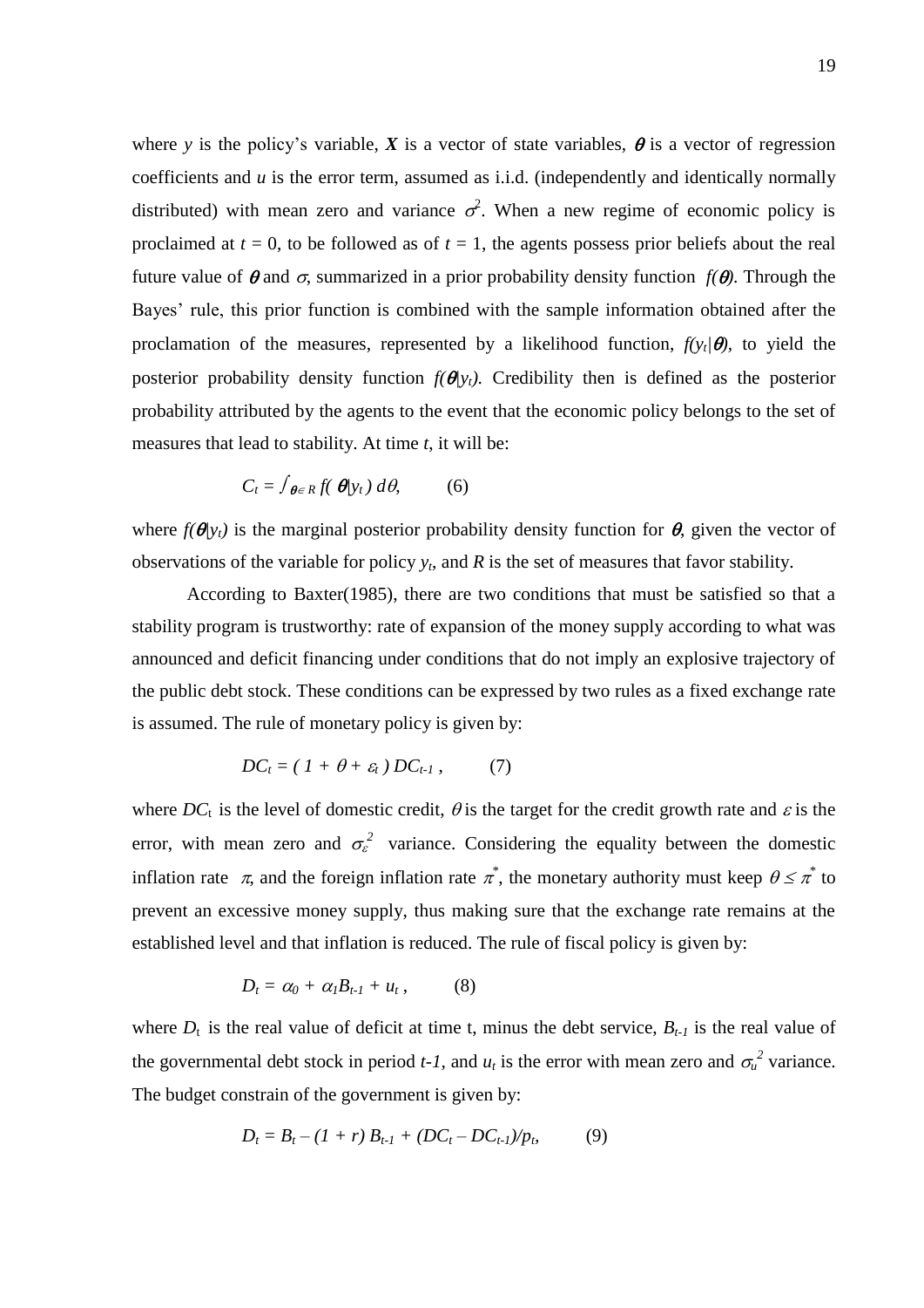where $y$ is the policy's variable, $\boldsymbol{X}$ is a vector of state variables, $\boldsymbol{\theta}$ is a vector of regression coefficients and $u$ is the error term, assumed as i.i.d. (independently and identically normally distributed) with mean zero and variance $\sigma^2$. When a new regime of economic policy is proclaimed at $t = 0$, to be followed as of $t = 1$, the agents possess prior beliefs about the real future value of $\boldsymbol{\theta}$ and $\sigma$, summarized in a prior probability density function $f(\boldsymbol{\theta})$. Through the Bayes' rule, this prior function is combined with the sample information obtained after the proclamation of the measures, represented by a likelihood function, $f(y_t|\boldsymbol{\theta})$, to yield the posterior probability density function $f(\boldsymbol{\theta}|y_t)$. Credibility then is defined as the posterior probability attributed by the agents to the event that the economic policy belongs to the set of measures that lead to stability. At time $t$, it will be:

$$C_t = \int_{\boldsymbol{\theta} \in R} f(\boldsymbol{\theta}|y_t)\, d\theta, \qquad (6)$$

where $f(\boldsymbol{\theta}|y_t)$ is the marginal posterior probability density function for $\boldsymbol{\theta}$, given the vector of observations of the variable for policy $y_t$, and $R$ is the set of measures that favor stability.

According to Baxter(1985), there are two conditions that must be satisfied so that a stability program is trustworthy: rate of expansion of the money supply according to what was announced and deficit financing under conditions that do not imply an explosive trajectory of the public debt stock. These conditions can be expressed by two rules as a fixed exchange rate is assumed. The rule of monetary policy is given by:

$$DC_t = (1 + \theta + \varepsilon_t)\, DC_{t-1}\,, \qquad (7)$$

where $DC_t$ is the level of domestic credit, $\theta$ is the target for the credit growth rate and $\varepsilon$ is the error, with mean zero and $\sigma_\varepsilon^2$ variance. Considering the equality between the domestic inflation rate $\pi$, and the foreign inflation rate $\pi^*$, the monetary authority must keep $\theta \leq \pi^*$ to prevent an excessive money supply, thus making sure that the exchange rate remains at the established level and that inflation is reduced. The rule of fiscal policy is given by:

$$D_t = \alpha_0 + \alpha_1 B_{t-1} + u_t\,, \qquad (8)$$

where $D_t$ is the real value of deficit at time t, minus the debt service, $B_{t-1}$ is the real value of the governmental debt stock in period $t-1$, and $u_t$ is the error with mean zero and $\sigma_u^2$ variance. The budget constrain of the government is given by:

$$D_t = B_t - (1 + r)\, B_{t-1} + (DC_t - DC_{t-1})/p_t, \qquad (9)$$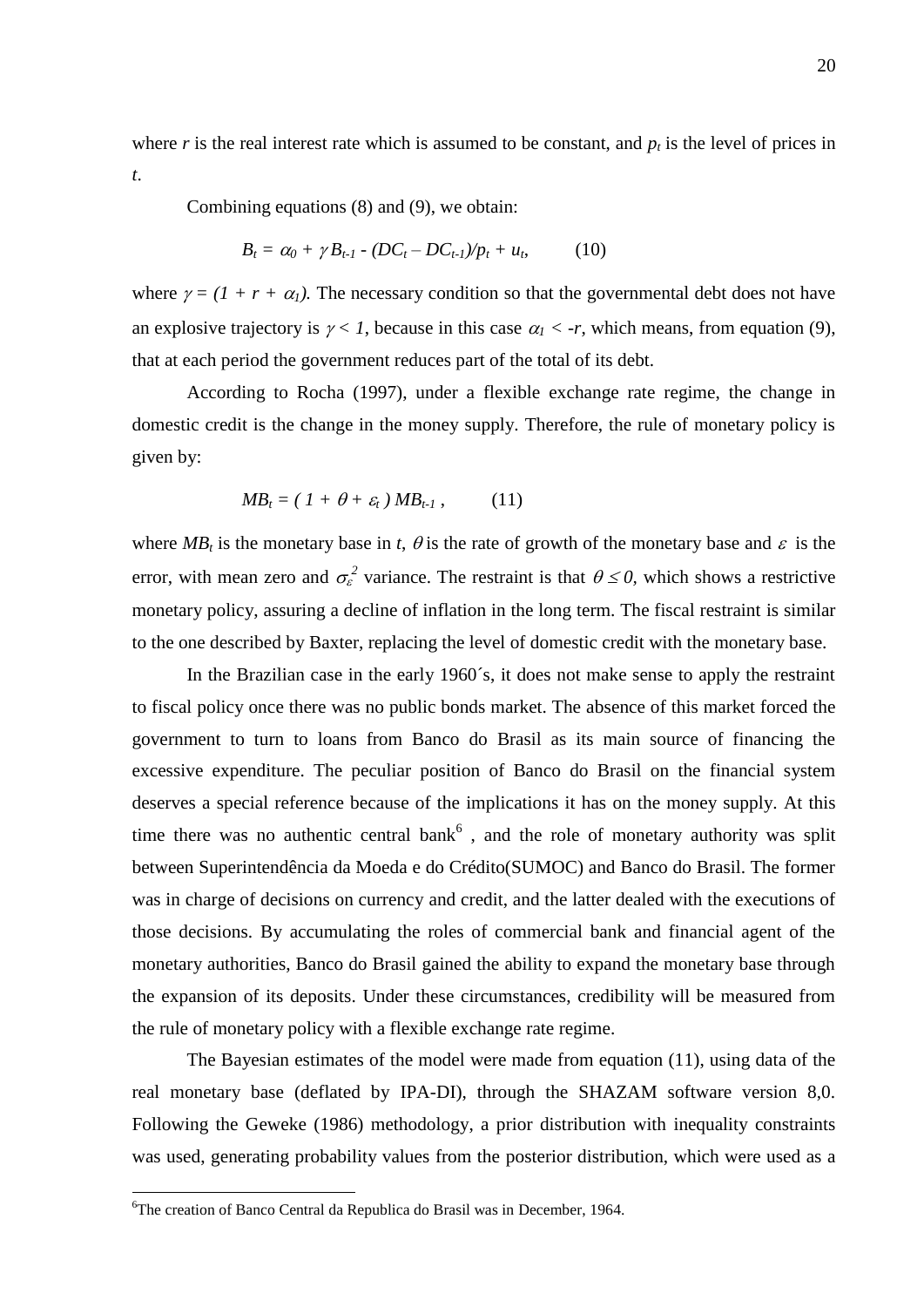where $r$ is the real interest rate which is assumed to be constant, and $p_t$ is the level of prices in $t$.

Combining equations (8) and (9), we obtain:

$$B_t = \alpha_0 + \gamma B_{t-1} - (DC_t - DC_{t-1})/p_t + u_t, \qquad (10)$$

where $\gamma = (1 + r + \alpha_1)$. The necessary condition so that the governmental debt does not have an explosive trajectory is $\gamma < 1$, because in this case $\alpha_1 < -r$, which means, from equation (9), that at each period the government reduces part of the total of its debt.

According to Rocha (1997), under a flexible exchange rate regime, the change in domestic credit is the change in the money supply. Therefore, the rule of monetary policy is given by:

$$MB_t = (1 + \theta + \varepsilon_t)\, MB_{t-1}, \qquad (11)$$

where $MB_t$ is the monetary base in $t$, $\theta$ is the rate of growth of the monetary base and $\varepsilon$ is the error, with mean zero and $\sigma_\varepsilon^2$ variance. The restraint is that $\theta \leq 0$, which shows a restrictive monetary policy, assuring a decline of inflation in the long term. The fiscal restraint is similar to the one described by Baxter, replacing the level of domestic credit with the monetary base.

In the Brazilian case in the early 1960´s, it does not make sense to apply the restraint to fiscal policy once there was no public bonds market. The absence of this market forced the government to turn to loans from Banco do Brasil as its main source of financing the excessive expenditure. The peculiar position of Banco do Brasil on the financial system deserves a special reference because of the implications it has on the money supply. At this time there was no authentic central bank[6] , and the role of monetary authority was split between Superintendência da Moeda e do Crédito(SUMOC) and Banco do Brasil. The former was in charge of decisions on currency and credit, and the latter dealed with the executions of those decisions. By accumulating the roles of commercial bank and financial agent of the monetary authorities, Banco do Brasil gained the ability to expand the monetary base through the expansion of its deposits. Under these circumstances, credibility will be measured from the rule of monetary policy with a flexible exchange rate regime.

The Bayesian estimates of the model were made from equation (11), using data of the real monetary base (deflated by IPA-DI), through the SHAZAM software version 8,0. Following the Geweke (1986) methodology, a prior distribution with inequality constraints was used, generating probability values from the posterior distribution, which were used as a

[6]The creation of Banco Central da Republica do Brasil was in December, 1964.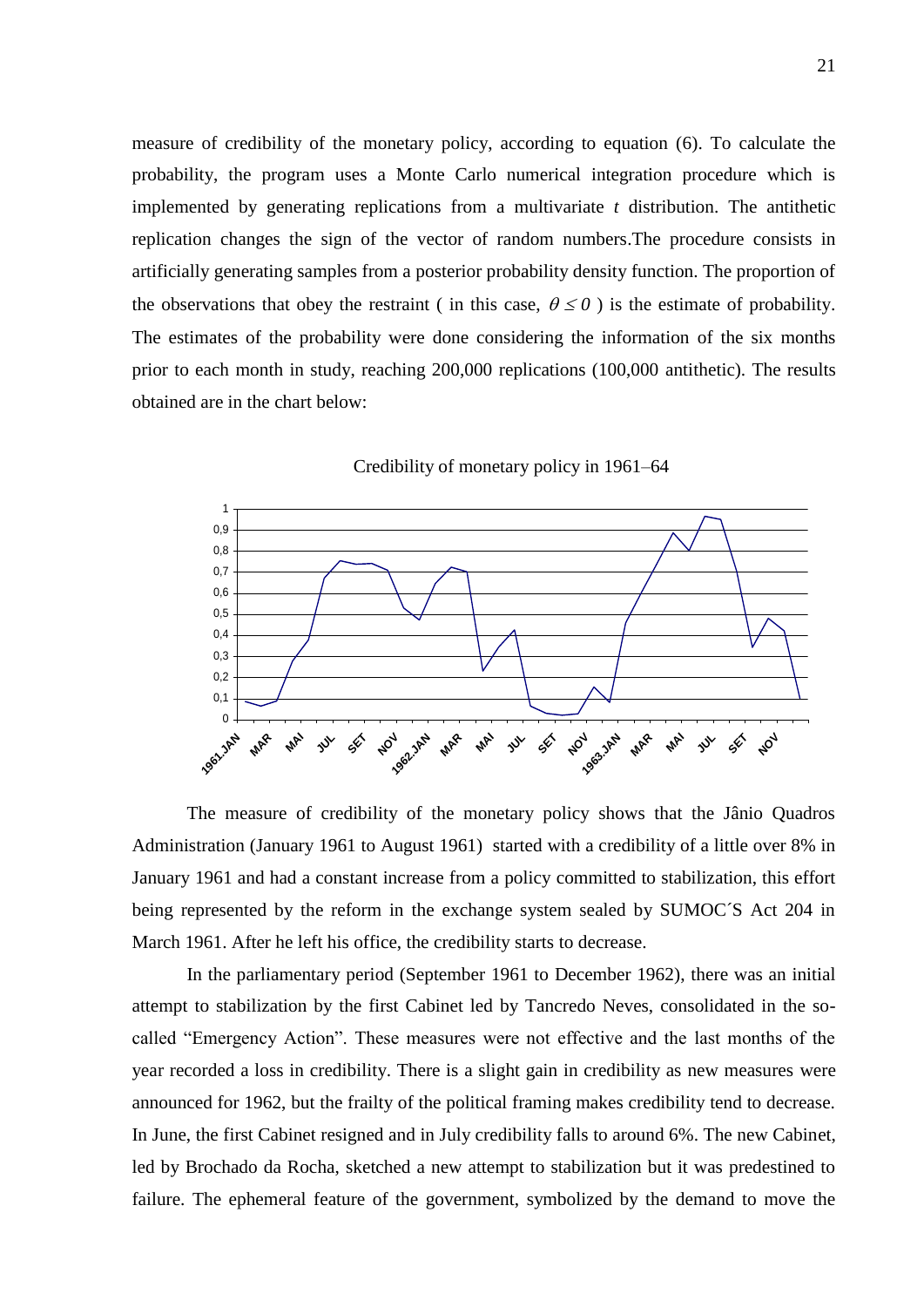measure of credibility of the monetary policy, according to equation (6). To calculate the probability, the program uses a Monte Carlo numerical integration procedure which is implemented by generating replications from a multivariate *t* distribution. The antithetic replication changes the sign of the vector of random numbers.The procedure consists in artificially generating samples from a posterior probability density function. The proportion of the observations that obey the restraint ( in this case, $\theta \leq 0$ ) is the estimate of probability. The estimates of the probability were done considering the information of the six months prior to each month in study, reaching 200,000 replications (100,000 antithetic). The results obtained are in the chart below:

Credibility of monetary policy in 1961–64

The measure of credibility of the monetary policy shows that the Jânio Quadros Administration (January 1961 to August 1961) started with a credibility of a little over 8% in January 1961 and had a constant increase from a policy committed to stabilization, this effort being represented by the reform in the exchange system sealed by SUMOC´S Act 204 in March 1961. After he left his office, the credibility starts to decrease.

In the parliamentary period (September 1961 to December 1962), there was an initial attempt to stabilization by the first Cabinet led by Tancredo Neves, consolidated in the so-called "Emergency Action". These measures were not effective and the last months of the year recorded a loss in credibility. There is a slight gain in credibility as new measures were announced for 1962, but the frailty of the political framing makes credibility tend to decrease. In June, the first Cabinet resigned and in July credibility falls to around 6%. The new Cabinet, led by Brochado da Rocha, sketched a new attempt to stabilization but it was predestined to failure. The ephemeral feature of the government, symbolized by the demand to move the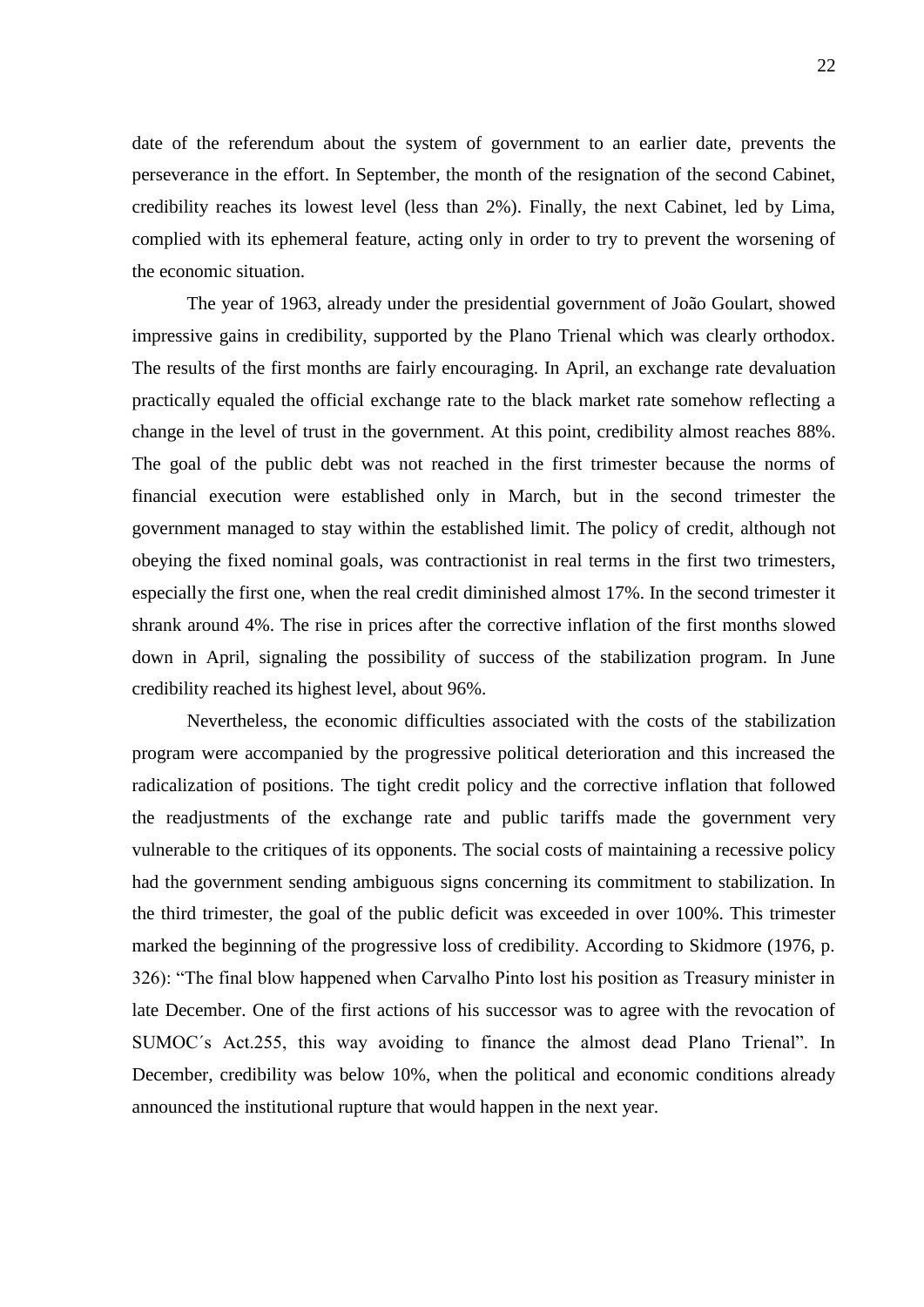date of the referendum about the system of government to an earlier date, prevents the perseverance in the effort. In September, the month of the resignation of the second Cabinet, credibility reaches its lowest level (less than 2%). Finally, the next Cabinet, led by Lima, complied with its ephemeral feature, acting only in order to try to prevent the worsening of the economic situation.

The year of 1963, already under the presidential government of João Goulart, showed impressive gains in credibility, supported by the Plano Trienal which was clearly orthodox. The results of the first months are fairly encouraging. In April, an exchange rate devaluation practically equaled the official exchange rate to the black market rate somehow reflecting a change in the level of trust in the government. At this point, credibility almost reaches 88%. The goal of the public debt was not reached in the first trimester because the norms of financial execution were established only in March, but in the second trimester the government managed to stay within the established limit. The policy of credit, although not obeying the fixed nominal goals, was contractionist in real terms in the first two trimesters, especially the first one, when the real credit diminished almost 17%. In the second trimester it shrank around 4%. The rise in prices after the corrective inflation of the first months slowed down in April, signaling the possibility of success of the stabilization program. In June credibility reached its highest level, about 96%.

Nevertheless, the economic difficulties associated with the costs of the stabilization program were accompanied by the progressive political deterioration and this increased the radicalization of positions. The tight credit policy and the corrective inflation that followed the readjustments of the exchange rate and public tariffs made the government very vulnerable to the critiques of its opponents. The social costs of maintaining a recessive policy had the government sending ambiguous signs concerning its commitment to stabilization. In the third trimester, the goal of the public deficit was exceeded in over 100%. This trimester marked the beginning of the progressive loss of credibility. According to Skidmore (1976, p. 326): "The final blow happened when Carvalho Pinto lost his position as Treasury minister in late December. One of the first actions of his successor was to agree with the revocation of SUMOC´s Act.255, this way avoiding to finance the almost dead Plano Trienal". In December, credibility was below 10%, when the political and economic conditions already announced the institutional rupture that would happen in the next year.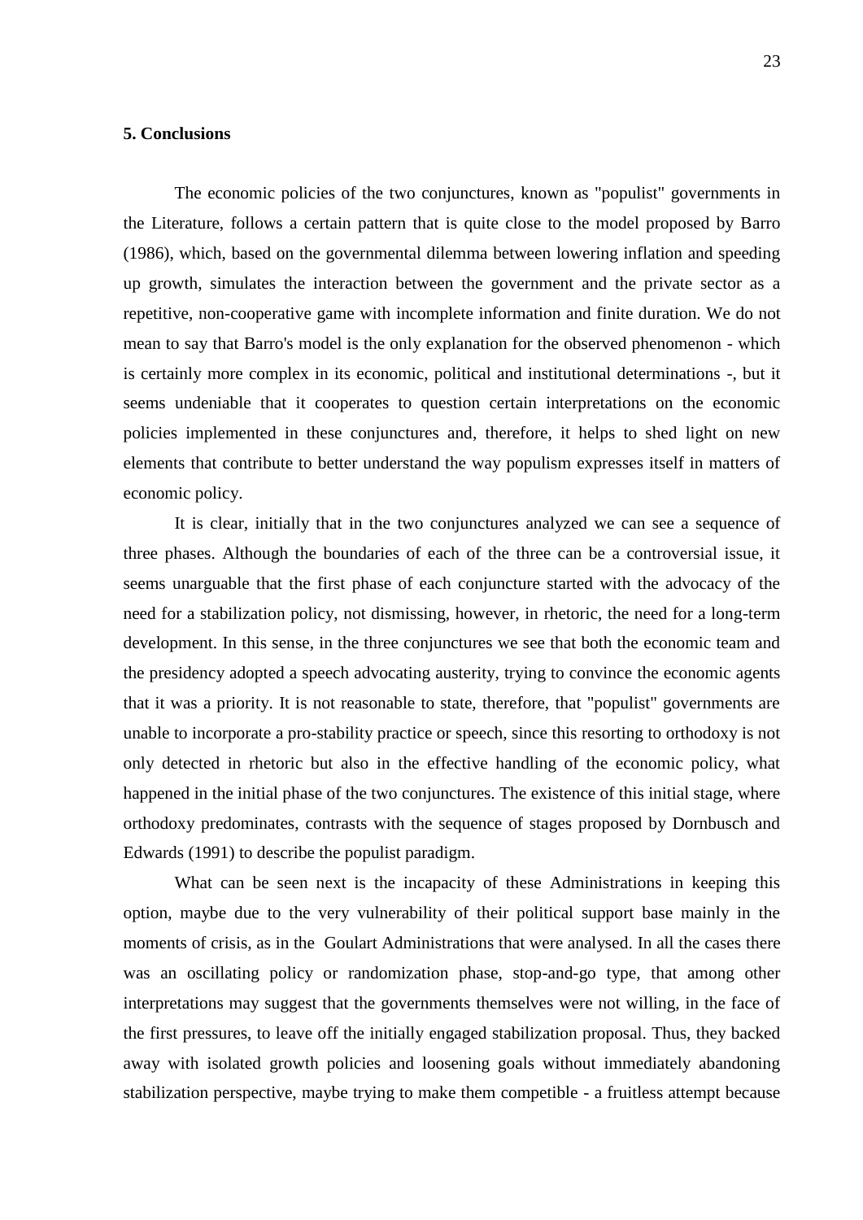## 5. Conclusions

The economic policies of the two conjunctures, known as "populist" governments in the Literature, follows a certain pattern that is quite close to the model proposed by Barro (1986), which, based on the governmental dilemma between lowering inflation and speeding up growth, simulates the interaction between the government and the private sector as a repetitive, non-cooperative game with incomplete information and finite duration. We do not mean to say that Barro's model is the only explanation for the observed phenomenon - which is certainly more complex in its economic, political and institutional determinations -, but it seems undeniable that it cooperates to question certain interpretations on the economic policies implemented in these conjunctures and, therefore, it helps to shed light on new elements that contribute to better understand the way populism expresses itself in matters of economic policy.

It is clear, initially that in the two conjunctures analyzed we can see a sequence of three phases. Although the boundaries of each of the three can be a controversial issue, it seems unarguable that the first phase of each conjuncture started with the advocacy of the need for a stabilization policy, not dismissing, however, in rhetoric, the need for a long-term development. In this sense, in the three conjunctures we see that both the economic team and the presidency adopted a speech advocating austerity, trying to convince the economic agents that it was a priority. It is not reasonable to state, therefore, that "populist" governments are unable to incorporate a pro-stability practice or speech, since this resorting to orthodoxy is not only detected in rhetoric but also in the effective handling of the economic policy, what happened in the initial phase of the two conjunctures. The existence of this initial stage, where orthodoxy predominates, contrasts with the sequence of stages proposed by Dornbusch and Edwards (1991) to describe the populist paradigm.

What can be seen next is the incapacity of these Administrations in keeping this option, maybe due to the very vulnerability of their political support base mainly in the moments of crisis, as in the Goulart Administrations that were analysed. In all the cases there was an oscillating policy or randomization phase, stop-and-go type, that among other interpretations may suggest that the governments themselves were not willing, in the face of the first pressures, to leave off the initially engaged stabilization proposal. Thus, they backed away with isolated growth policies and loosening goals without immediately abandoning stabilization perspective, maybe trying to make them competible - a fruitless attempt because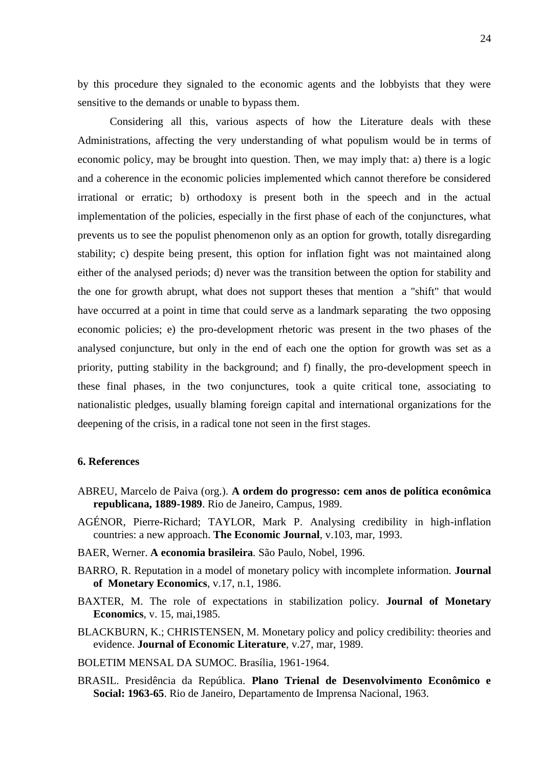by this procedure they signaled to the economic agents and the lobbyists that they were sensitive to the demands or unable to bypass them.

Considering all this, various aspects of how the Literature deals with these Administrations, affecting the very understanding of what populism would be in terms of economic policy, may be brought into question. Then, we may imply that: a) there is a logic and a coherence in the economic policies implemented which cannot therefore be considered irrational or erratic; b) orthodoxy is present both in the speech and in the actual implementation of the policies, especially in the first phase of each of the conjunctures, what prevents us to see the populist phenomenon only as an option for growth, totally disregarding stability; c) despite being present, this option for inflation fight was not maintained along either of the analysed periods; d) never was the transition between the option for stability and the one for growth abrupt, what does not support theses that mention a "shift" that would have occurred at a point in time that could serve as a landmark separating the two opposing economic policies; e) the pro-development rhetoric was present in the two phases of the analysed conjuncture, but only in the end of each one the option for growth was set as a priority, putting stability in the background; and f) finally, the pro-development speech in these final phases, in the two conjunctures, took a quite critical tone, associating to nationalistic pledges, usually blaming foreign capital and international organizations for the deepening of the crisis, in a radical tone not seen in the first stages.

### 6. References

ABREU, Marcelo de Paiva (org.). **A ordem do progresso: cem anos de política econômica republicana, 1889-1989**. Rio de Janeiro, Campus, 1989.

AGÉNOR, Pierre-Richard; TAYLOR, Mark P. Analysing credibility in high-inflation countries: a new approach. **The Economic Journal**, v.103, mar, 1993.

BAER, Werner. **A economia brasileira**. São Paulo, Nobel, 1996.

BARRO, R. Reputation in a model of monetary policy with incomplete information. **Journal of Monetary Economics**, v.17, n.1, 1986.

BAXTER, M. The role of expectations in stabilization policy. **Journal of Monetary Economics**, v. 15, mai,1985.

BLACKBURN, K.; CHRISTENSEN, M. Monetary policy and policy credibility: theories and evidence. **Journal of Economic Literature**, v.27, mar, 1989.

BOLETIM MENSAL DA SUMOC. Brasília, 1961-1964.

BRASIL. Presidência da República. **Plano Trienal de Desenvolvimento Econômico e Social: 1963-65**. Rio de Janeiro, Departamento de Imprensa Nacional, 1963.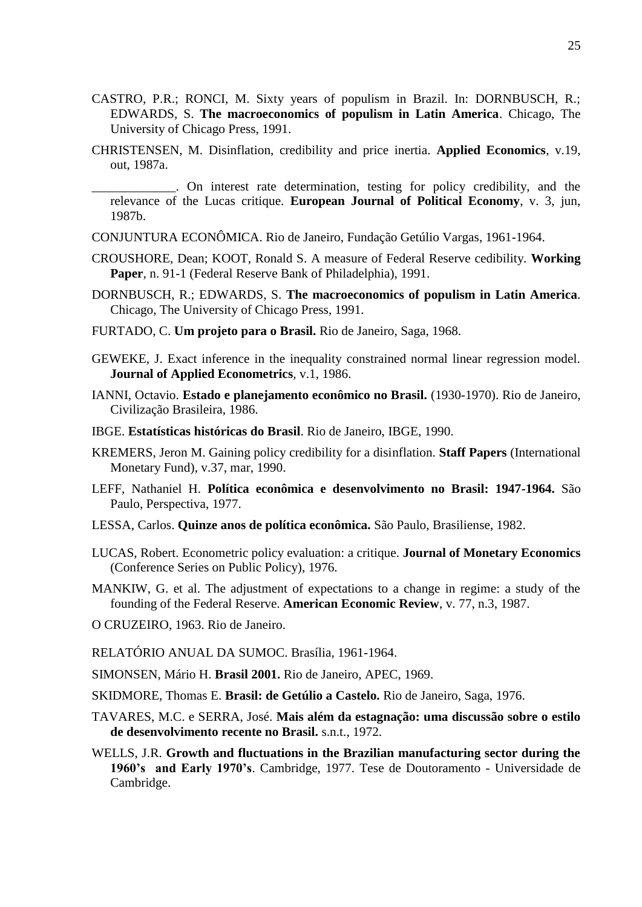CASTRO, P.R.; RONCI, M. Sixty years of populism in Brazil. In: DORNBUSCH, R.; EDWARDS, S. **The macroeconomics of populism in Latin America**. Chicago, The University of Chicago Press, 1991.

CHRISTENSEN, M. Disinflation, credibility and price inertia. **Applied Economics**, v.19, out, 1987a.

_____________. On interest rate determination, testing for policy credibility, and the relevance of the Lucas critique. **European Journal of Political Economy**, v. 3, jun, 1987b.

CONJUNTURA ECONÔMICA. Rio de Janeiro, Fundação Getúlio Vargas, 1961-1964.

CROUSHORE, Dean; KOOT, Ronald S. A measure of Federal Reserve cedibility. **Working Paper**, n. 91-1 (Federal Reserve Bank of Philadelphia), 1991.

DORNBUSCH, R.; EDWARDS, S. **The macroeconomics of populism in Latin America**. Chicago, The University of Chicago Press, 1991.

FURTADO, C. **Um projeto para o Brasil.** Rio de Janeiro, Saga, 1968.

GEWEKE, J. Exact inference in the inequality constrained normal linear regression model. **Journal of Applied Econometrics**, v.1, 1986.

IANNI, Octavio. **Estado e planejamento econômico no Brasil.** (1930-1970). Rio de Janeiro, Civilização Brasileira, 1986.

IBGE. **Estatísticas históricas do Brasil**. Rio de Janeiro, IBGE, 1990.

KREMERS, Jeron M. Gaining policy credibility for a disinflation. **Staff Papers** (International Monetary Fund), v.37, mar, 1990.

LEFF, Nathaniel H. **Política econômica e desenvolvimento no Brasil: 1947-1964.** São Paulo, Perspectiva, 1977.

LESSA, Carlos. **Quinze anos de política econômica.** São Paulo, Brasiliense, 1982.

LUCAS, Robert. Econometric policy evaluation: a critique. **Journal of Monetary Economics** (Conference Series on Public Policy), 1976.

MANKIW, G. et al. The adjustment of expectations to a change in regime: a study of the founding of the Federal Reserve. **American Economic Review**, v. 77, n.3, 1987.

O CRUZEIRO, 1963. Rio de Janeiro.

RELATÓRIO ANUAL DA SUMOC. Brasília, 1961-1964.

SIMONSEN, Mário H. **Brasil 2001.** Rio de Janeiro, APEC, 1969.

SKIDMORE, Thomas E. **Brasil: de Getúlio a Castelo.** Rio de Janeiro, Saga, 1976.

TAVARES, M.C. e SERRA, José. **Mais além da estagnação: uma discussão sobre o estilo de desenvolvimento recente no Brasil.** s.n.t., 1972.

WELLS, J.R. **Growth and fluctuations in the Brazilian manufacturing sector during the 1960's and Early 1970's**. Cambridge, 1977. Tese de Doutoramento - Universidade de Cambridge.